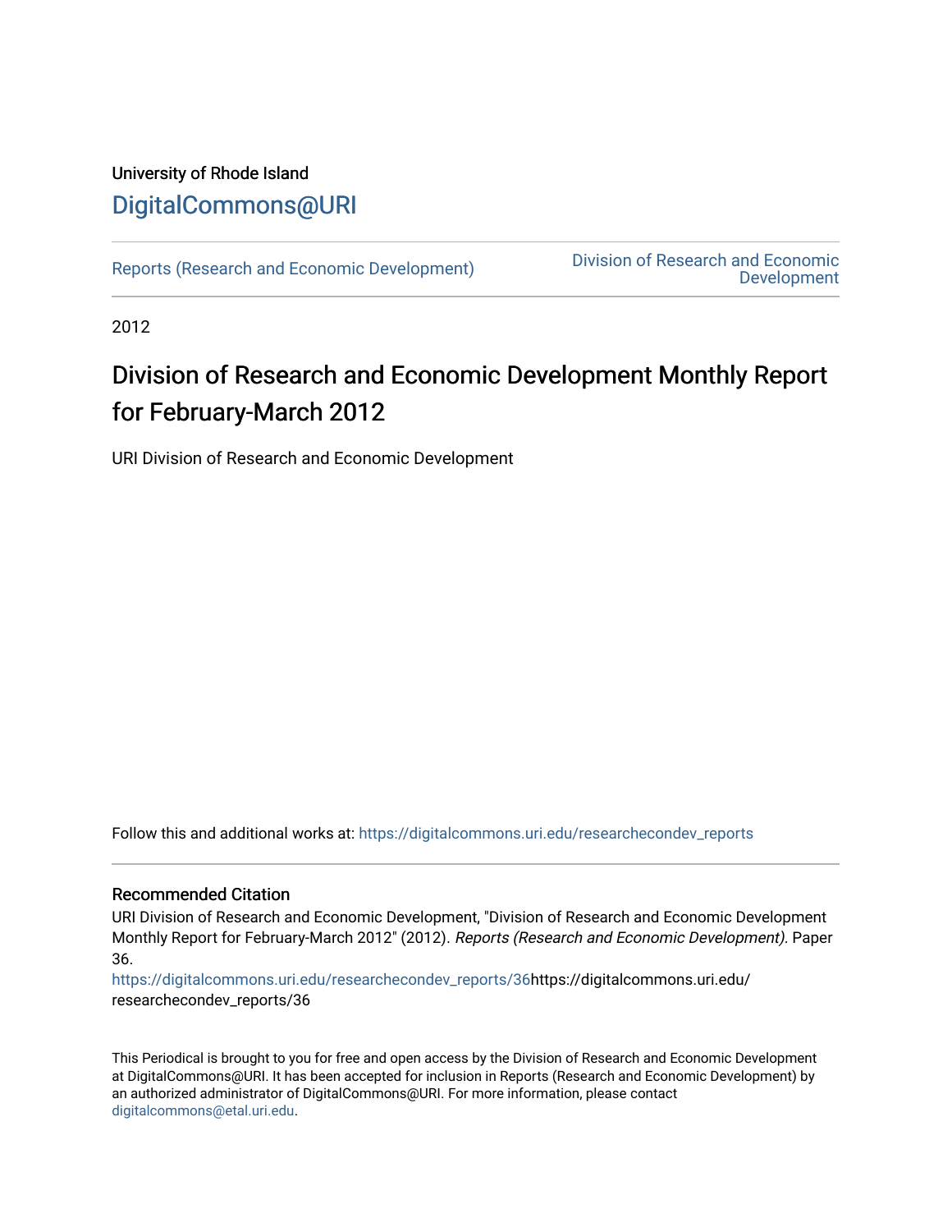University of Rhode Island

DigitalCommons@URI

Reports (Research and Economic Development) | Division of Research and Economic Development

2012

# Division of Research and Economic Development Monthly Report for February-March 2012

URI Division of Research and Economic Development

Follow this and additional works at: https://digitalcommons.uri.edu/researchecondev_reports

## Recommended Citation

URI Division of Research and Economic Development, "Division of Research and Economic Development Monthly Report for February-March 2012" (2012). *Reports (Research and Economic Development).* Paper 36.

https://digitalcommons.uri.edu/researchecondev_reports/36https://digitalcommons.uri.edu/researchecondev_reports/36

This Periodical is brought to you for free and open access by the Division of Research and Economic Development at DigitalCommons@URI. It has been accepted for inclusion in Reports (Research and Economic Development) by an authorized administrator of DigitalCommons@URI. For more information, please contact digitalcommons@etal.uri.edu.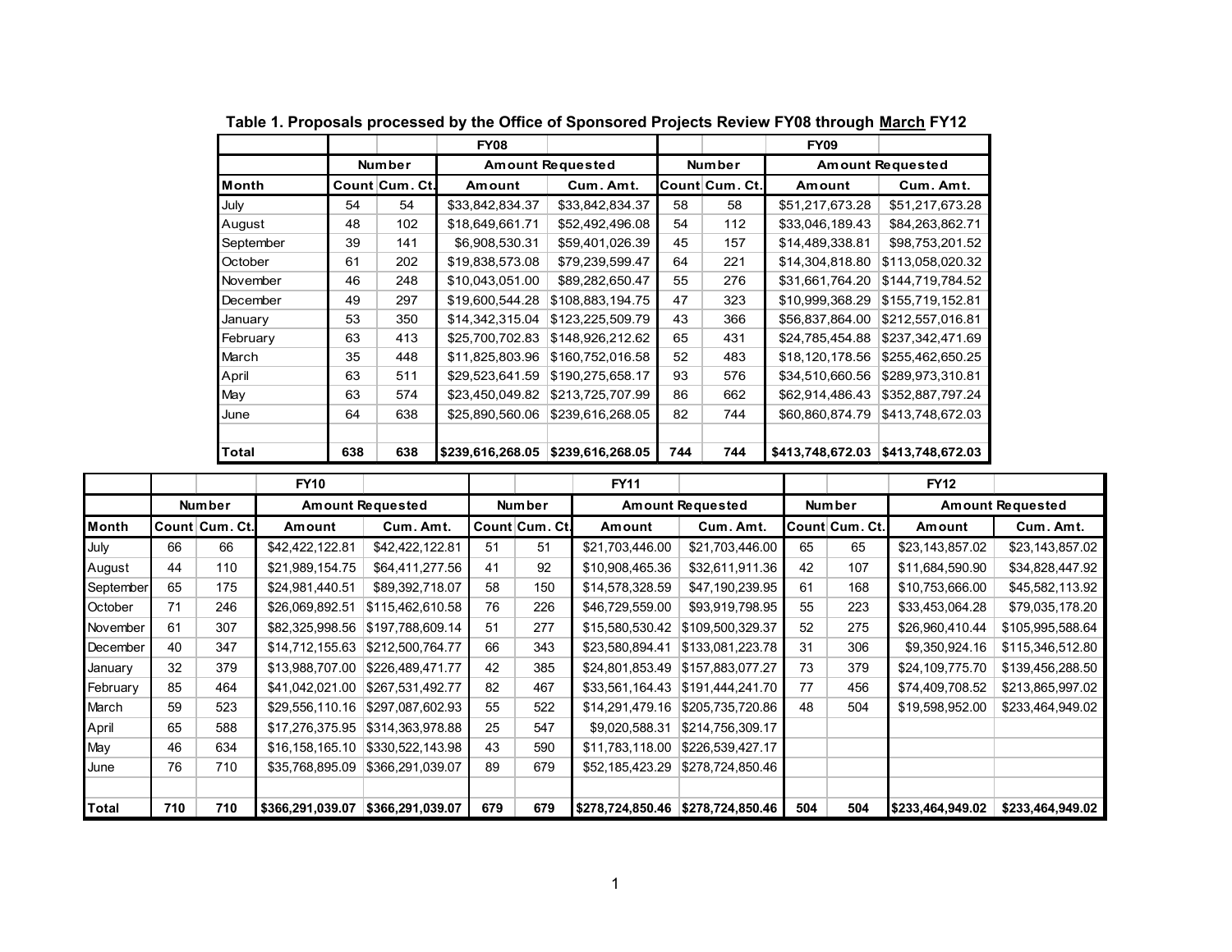**Table 1. Proposals processed by the Office of Sponsored Projects Review FY08 through March FY12**

| | FY08 | | | | FY09 | | | |
|---|---|---|---|---|---|---|---|---|
| | Number | | Amount Requested | | Number | | Amount Requested | |
| **Month** | **Count** | **Cum. Ct.** | **Amount** | **Cum. Amt.** | **Count** | **Cum. Ct.** | **Amount** | **Cum. Amt.** |
| July | 54 | 54 | $33,842,834.37 | $33,842,834.37 | 58 | 58 | $51,217,673.28 | $51,217,673.28 |
| August | 48 | 102 | $18,649,661.71 | $52,492,496.08 | 54 | 112 | $33,046,189.43 | $84,263,862.71 |
| September | 39 | 141 | $6,908,530.31 | $59,401,026.39 | 45 | 157 | $14,489,338.81 | $98,753,201.52 |
| October | 61 | 202 | $19,838,573.08 | $79,239,599.47 | 64 | 221 | $14,304,818.80 | $113,058,020.32 |
| November | 46 | 248 | $10,043,051.00 | $89,282,650.47 | 55 | 276 | $31,661,764.20 | $144,719,784.52 |
| December | 49 | 297 | $19,600,544.28 | $108,883,194.75 | 47 | 323 | $10,999,368.29 | $155,719,152.81 |
| January | 53 | 350 | $14,342,315.04 | $123,225,509.79 | 43 | 366 | $56,837,864.00 | $212,557,016.81 |
| February | 63 | 413 | $25,700,702.83 | $148,926,212.62 | 65 | 431 | $24,785,454.88 | $237,342,471.69 |
| March | 35 | 448 | $11,825,803.96 | $160,752,016.58 | 52 | 483 | $18,120,178.56 | $255,462,650.25 |
| April | 63 | 511 | $29,523,641.59 | $190,275,658.17 | 93 | 576 | $34,510,660.56 | $289,973,310.81 |
| May | 63 | 574 | $23,450,049.82 | $213,725,707.99 | 86 | 662 | $62,914,486.43 | $352,887,797.24 |
| June | 64 | 638 | $25,890,560.06 | $239,616,268.05 | 82 | 744 | $60,860,874.79 | $413,748,672.03 |
| | | | | | | | | |
| **Total** | **638** | **638** | **$239,616,268.05** | **$239,616,268.05** | **744** | **744** | **$413,748,672.03** | **$413,748,672.03** |

| | FY10 | | | | FY11 | | | | FY12 | | | |
|---|---|---|---|---|---|---|---|---|---|---|---|---|
| | Number | | Amount Requested | | Number | | Amount Requested | | Number | | Amount Requested | |
| **Month** | **Count** | **Cum. Ct.** | **Amount** | **Cum. Amt.** | **Count** | **Cum. Ct.** | **Amount** | **Cum. Amt.** | **Count** | **Cum. Ct.** | **Amount** | **Cum. Amt.** |
| July | 66 | 66 | $42,422,122.81 | $42,422,122.81 | 51 | 51 | $21,703,446.00 | $21,703,446.00 | 65 | 65 | $23,143,857.02 | $23,143,857.02 |
| August | 44 | 110 | $21,989,154.75 | $64,411,277.56 | 41 | 92 | $10,908,465.36 | $32,611,911.36 | 42 | 107 | $11,684,590.90 | $34,828,447.92 |
| September | 65 | 175 | $24,981,440.51 | $89,392,718.07 | 58 | 150 | $14,578,328.59 | $47,190,239.95 | 61 | 168 | $10,753,666.00 | $45,582,113.92 |
| October | 71 | 246 | $26,069,892.51 | $115,462,610.58 | 76 | 226 | $46,729,559.00 | $93,919,798.95 | 55 | 223 | $33,453,064.28 | $79,035,178.20 |
| November | 61 | 307 | $82,325,998.56 | $197,788,609.14 | 51 | 277 | $15,580,530.42 | $109,500,329.37 | 52 | 275 | $26,960,410.44 | $105,995,588.64 |
| December | 40 | 347 | $14,712,155.63 | $212,500,764.77 | 66 | 343 | $23,580,894.41 | $133,081,223.78 | 31 | 306 | $9,350,924.16 | $115,346,512.80 |
| January | 32 | 379 | $13,988,707.00 | $226,489,471.77 | 42 | 385 | $24,801,853.49 | $157,883,077.27 | 73 | 379 | $24,109,775.70 | $139,456,288.50 |
| February | 85 | 464 | $41,042,021.00 | $267,531,492.77 | 82 | 467 | $33,561,164.43 | $191,444,241.70 | 77 | 456 | $74,409,708.52 | $213,865,997.02 |
| March | 59 | 523 | $29,556,110.16 | $297,087,602.93 | 55 | 522 | $14,291,479.16 | $205,735,720.86 | 48 | 504 | $19,598,952.00 | $233,464,949.02 |
| April | 65 | 588 | $17,276,375.95 | $314,363,978.88 | 25 | 547 | $9,020,588.31 | $214,756,309.17 | | | | |
| May | 46 | 634 | $16,158,165.10 | $330,522,143.98 | 43 | 590 | $11,783,118.00 | $226,539,427.17 | | | | |
| June | 76 | 710 | $35,768,895.09 | $366,291,039.07 | 89 | 679 | $52,185,423.29 | $278,724,850.46 | | | | |
| | | | | | | | | | | | | |
| **Total** | **710** | **710** | **$366,291,039.07** | **$366,291,039.07** | **679** | **679** | **$278,724,850.46** | **$278,724,850.46** | **504** | **504** | **$233,464,949.02** | **$233,464,949.02** |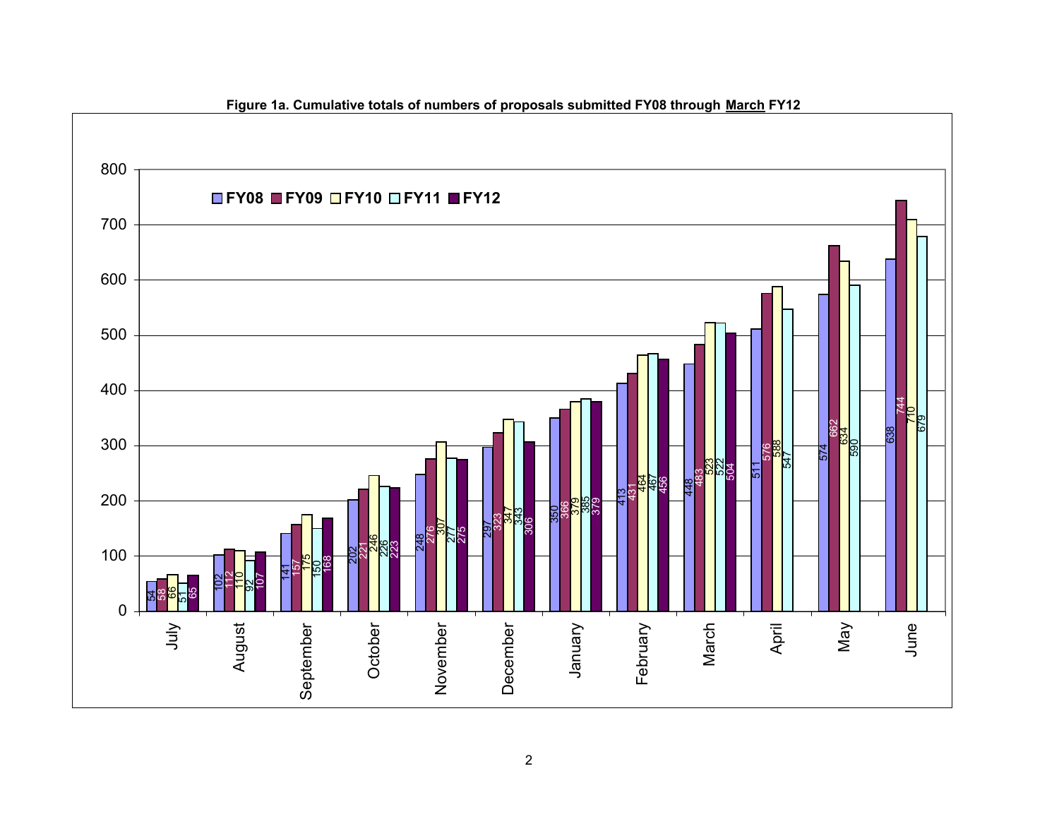**Figure 1a. Cumulative totals of numbers of proposals submitted FY08 through March FY12**

| Month | FY08 | FY09 | FY10 | FY11 | FY12 |
|---|---|---|---|---|---|
| July | 54 | 58 | 66 | 51 | 65 |
| August | 102 | 112 | 110 | 92 | 107 |
| September | 141 | 157 | 175 | 150 | 168 |
| October | 202 | 221 | 246 | 226 | 223 |
| November | 248 | 276 | 307 | 277 | 275 |
| December | 297 | 323 | 347 | 343 | 306 |
| January | 350 | 366 | 379 | 385 | 379 |
| February | 413 | 431 | 464 | 467 | 456 |
| March | 448 | 483 | 523 | 522 | 504 |
| April | 511 | 576 | 588 | 547 | |
| May | 574 | 662 | 634 | 590 | |
| June | 638 | 744 | 710 | 679 | |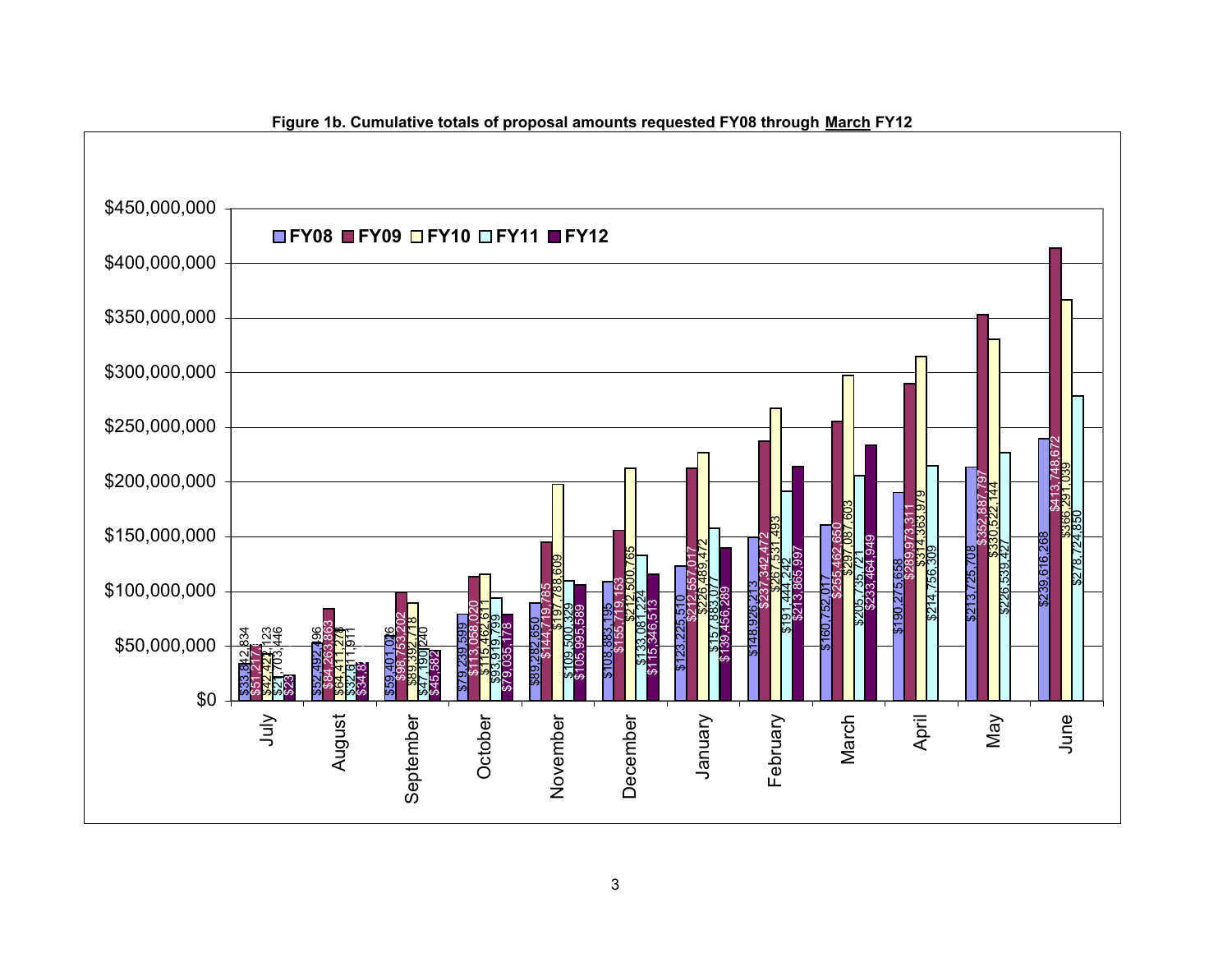**Figure 1b. Cumulative totals of proposal amounts requested FY08 through March FY12**

| Month | FY08 | FY09 | FY10 | FY11 | FY12 |
|---|---|---|---|---|---|
| July | $33,842,834 | $51,217,... | $42,421,123 | $21,703,446 | $23... |
| August | $52,492,196 | $84,263,863 | $64,411,278 | $32,611,911 | $34,8... |
| September | $59,401,026 | $98,753,202 | $89,392,718 | $47,190,240 | $45,582... |
| October | $79,239,599 | $113,058,020 | $115,462,611 | $93,919,799 | $79,035,178 |
| November | $89,282,650 | $144,719,785 | $197,788,609 | $109,500,329 | $105,995,589 |
| December | $108,883,195 | $155,719,153 | $212,500,765 | $133,081,224 | $115,346,513 |
| January | $123,225,510 | $212,557,017 | $226,489,472 | $157,883,077 | $139,456,289 |
| February | $148,926,213 | $237,342,472 | $267,531,493 | $191,444,242 | $213,865,997 |
| March | $160,752,017 | $255,462,650 | $297,087,603 | $205,735,721 | $233,464,949 |
| April | $190,275,658 | $289,973,311 | $314,363,979 | $214,756,309 | |
| May | $213,725,708 | $352,887,797 | $330,522,144 | $226,539,427 | |
| June | $239,616,268 | $413,748,672 | $366,291,039 | $278,724,850 | |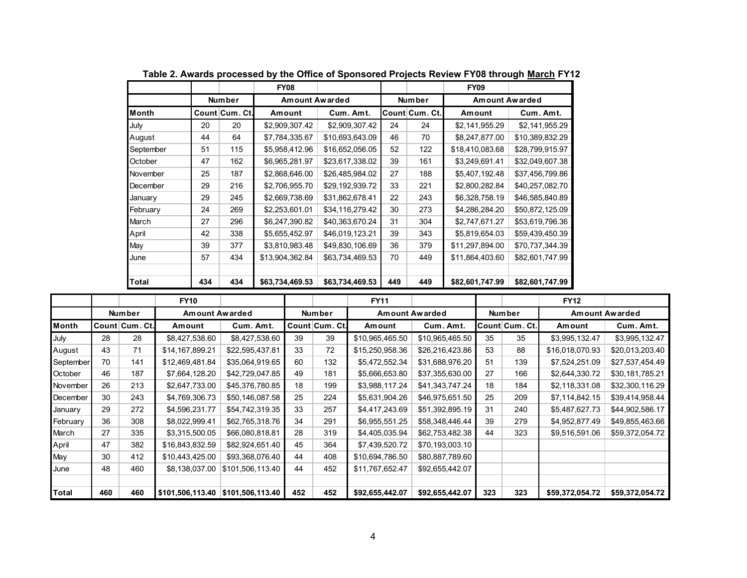**Table 2. Awards processed by the Office of Sponsored Projects Review FY08 through March FY12**

| | FY08 | | | | FY09 | | | |
|---|---|---|---|---|---|---|---|---|
| | Number | | Amount Awarded | | Number | | Amount Awarded | |
| Month | Count | Cum. Ct. | Amount | Cum. Amt. | Count | Cum. Ct. | Amount | Cum. Amt. |
| July | 20 | 20 | $2,909,307.42 | $2,909,307.42 | 24 | 24 | $2,141,955.29 | $2,141,955.29 |
| August | 44 | 64 | $7,784,335.67 | $10,693,643.09 | 46 | 70 | $8,247,877.00 | $10,389,832.29 |
| September | 51 | 115 | $5,958,412.96 | $16,652,056.05 | 52 | 122 | $18,410,083.68 | $28,799,915.97 |
| October | 47 | 162 | $6,965,281.97 | $23,617,338.02 | 39 | 161 | $3,249,691.41 | $32,049,607.38 |
| November | 25 | 187 | $2,868,646.00 | $26,485,984.02 | 27 | 188 | $5,407,192.48 | $37,456,799.86 |
| December | 29 | 216 | $2,706,955.70 | $29,192,939.72 | 33 | 221 | $2,800,282.84 | $40,257,082.70 |
| January | 29 | 245 | $2,669,738.69 | $31,862,678.41 | 22 | 243 | $6,328,758.19 | $46,585,840.89 |
| February | 24 | 269 | $2,253,601.01 | $34,116,279.42 | 30 | 273 | $4,286,284.20 | $50,872,125.09 |
| March | 27 | 296 | $6,247,390.82 | $40,363,670.24 | 31 | 304 | $2,747,671.27 | $53,619,796.36 |
| April | 42 | 338 | $5,655,452.97 | $46,019,123.21 | 39 | 343 | $5,819,654.03 | $59,439,450.39 |
| May | 39 | 377 | $3,810,983.48 | $49,830,106.69 | 36 | 379 | $11,297,894.00 | $70,737,344.39 |
| June | 57 | 434 | $13,904,362.84 | $63,734,469.53 | 70 | 449 | $11,864,403.60 | $82,601,747.99 |
| | | | | | | | | |
| **Total** | **434** | **434** | **$63,734,469.53** | **$63,734,469.53** | **449** | **449** | **$82,601,747.99** | **$82,601,747.99** |

| | FY10 | | | | FY11 | | | | FY12 | | | |
|---|---|---|---|---|---|---|---|---|---|---|---|---|
| | Number | | Amount Awarded | | Number | | Amount Awarded | | Number | | Amount Awarded | |
| Month | Count | Cum. Ct. | Amount | Cum. Amt. | Count | Cum. Ct. | Amount | Cum. Amt. | Count | Cum. Ct. | Amount | Cum. Amt. |
| July | 28 | 28 | $8,427,538.60 | $8,427,538.60 | 39 | 39 | $10,965,465.50 | $10,965,465.50 | 35 | 35 | $3,995,132.47 | $3,995,132.47 |
| August | 43 | 71 | $14,167,899.21 | $22,595,437.81 | 33 | 72 | $15,250,958.36 | $26,216,423.86 | 53 | 88 | $16,018,070.93 | $20,013,203.40 |
| September | 70 | 141 | $12,469,481.84 | $35,064,919.65 | 60 | 132 | $5,472,552.34 | $31,688,976.20 | 51 | 139 | $7,524,251.09 | $27,537,454.49 |
| October | 46 | 187 | $7,664,128.20 | $42,729,047.85 | 49 | 181 | $5,666,653.80 | $37,355,630.00 | 27 | 166 | $2,644,330.72 | $30,181,785.21 |
| November | 26 | 213 | $2,647,733.00 | $45,376,780.85 | 18 | 199 | $3,988,117.24 | $41,343,747.24 | 18 | 184 | $2,118,331.08 | $32,300,116.29 |
| December | 30 | 243 | $4,769,306.73 | $50,146,087.58 | 25 | 224 | $5,631,904.26 | $46,975,651.50 | 25 | 209 | $7,114,842.15 | $39,414,958.44 |
| January | 29 | 272 | $4,596,231.77 | $54,742,319.35 | 33 | 257 | $4,417,243.69 | $51,392,895.19 | 31 | 240 | $5,487,627.73 | $44,902,586.17 |
| February | 36 | 308 | $8,022,999.41 | $62,765,318.76 | 34 | 291 | $6,955,551.25 | $58,348,446.44 | 39 | 279 | $4,952,877.49 | $49,855,463.66 |
| March | 27 | 335 | $3,315,500.05 | $66,080,818.81 | 28 | 319 | $4,405,035.94 | $62,753,482.38 | 44 | 323 | $9,516,591.06 | $59,372,054.72 |
| April | 47 | 382 | $16,843,832.59 | $82,924,651.40 | 45 | 364 | $7,439,520.72 | $70,193,003.10 | | | | |
| May | 30 | 412 | $10,443,425.00 | $93,368,076.40 | 44 | 408 | $10,694,786.50 | $80,887,789.60 | | | | |
| June | 48 | 460 | $8,138,037.00 | $101,506,113.40 | 44 | 452 | $11,767,652.47 | $92,655,442.07 | | | | |
| | | | | | | | | | | | | |
| **Total** | **460** | **460** | **$101,506,113.40** | **$101,506,113.40** | **452** | **452** | **$92,655,442.07** | **$92,655,442.07** | **323** | **323** | **$59,372,054.72** | **$59,372,054.72** |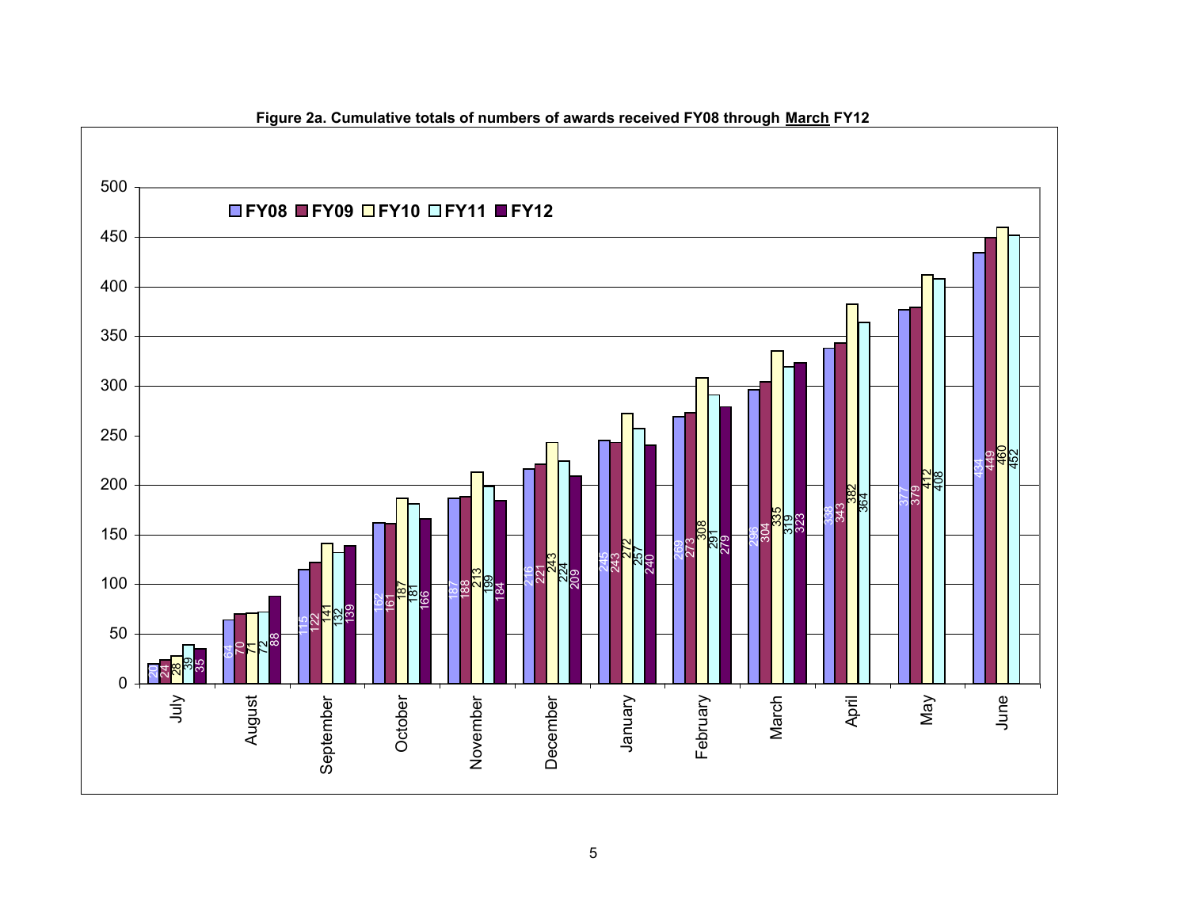**Figure 2a. Cumulative totals of numbers of awards received FY08 through <u>March</u> FY12**

| Month | FY08 | FY09 | FY10 | FY11 | FY12 |
|---|---|---|---|---|---|
| July | 20 | 24 | 28 | 39 | 35 |
| August | 64 | 70 | 71 | 72 | 88 |
| September | 115 | 122 | 141 | 132 | 139 |
| October | 162 | 161 | 187 | 181 | 166 |
| November | 187 | 188 | 213 | 199 | 184 |
| December | 216 | 221 | 243 | 224 | 209 |
| January | 245 | 243 | 272 | 257 | 240 |
| February | 269 | 273 | 308 | 291 | 279 |
| March | 296 | 304 | 335 | 319 | 323 |
| April | 338 | 343 | 382 | 364 | |
| May | 377 | 379 | 412 | 408 | |
| June | 434 | 449 | 460 | 452 | |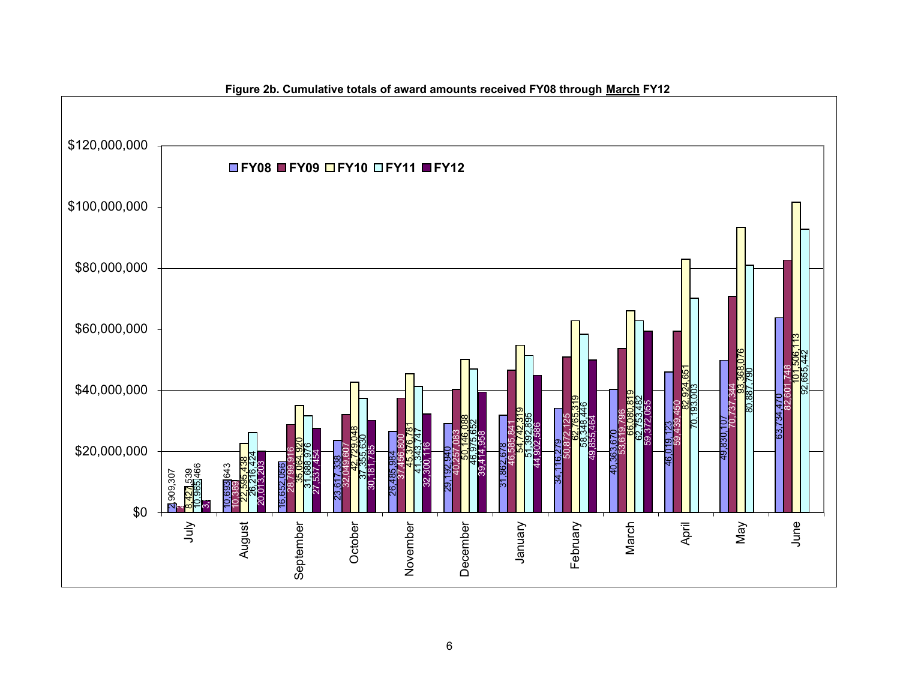**Figure 2b. Cumulative totals of award amounts received FY08 through March FY12**

| Month | FY08 | FY09 | FY10 | FY11 | FY12 |
|---|---|---|---|---|---|
| July | 2,909,307 | 4 | 8,427,539 | 10,965,466 | 3, |
| August | 10,693,643 | 10,389 | 22,595,438 | 26,216,424 | 20,013,203 |
| September | 16,652,056 | 28,799,916 | 35,064,920 | 31,688,976 | 27,537,454 |
| October | 23,617,338 | 32,049,607 | 42,729,048 | 37,355,630 | 30,181,785 |
| November | 26,485,984 | 37,456,800 | 45,376,781 | 41,343,747 | 32,300,116 |
| December | 29,192,940 | 40,257,083 | 50,146,088 | 46,975,652 | 39,414,958 |
| January | 31,862,678 | 46,585,841 | 54,742,319 | 51,392,895 | 44,902,586 |
| February | 34,116,279 | 50,872,125 | 62,765,319 | 58,348,446 | 49,855,464 |
| March | 40,363,670 | 53,619,796 | 66,080,819 | 62,753,482 | 59,372,055 |
| April | 46,019,123 | 59,439,450 | 82,924,651 | 70,193,003 | |
| May | 49,830,107 | 70,737,344 | 93,368,076 | 80,887,790 | |
| June | 63,734,470 | 82,601,748 | 101,506,113 | 92,655,442 | |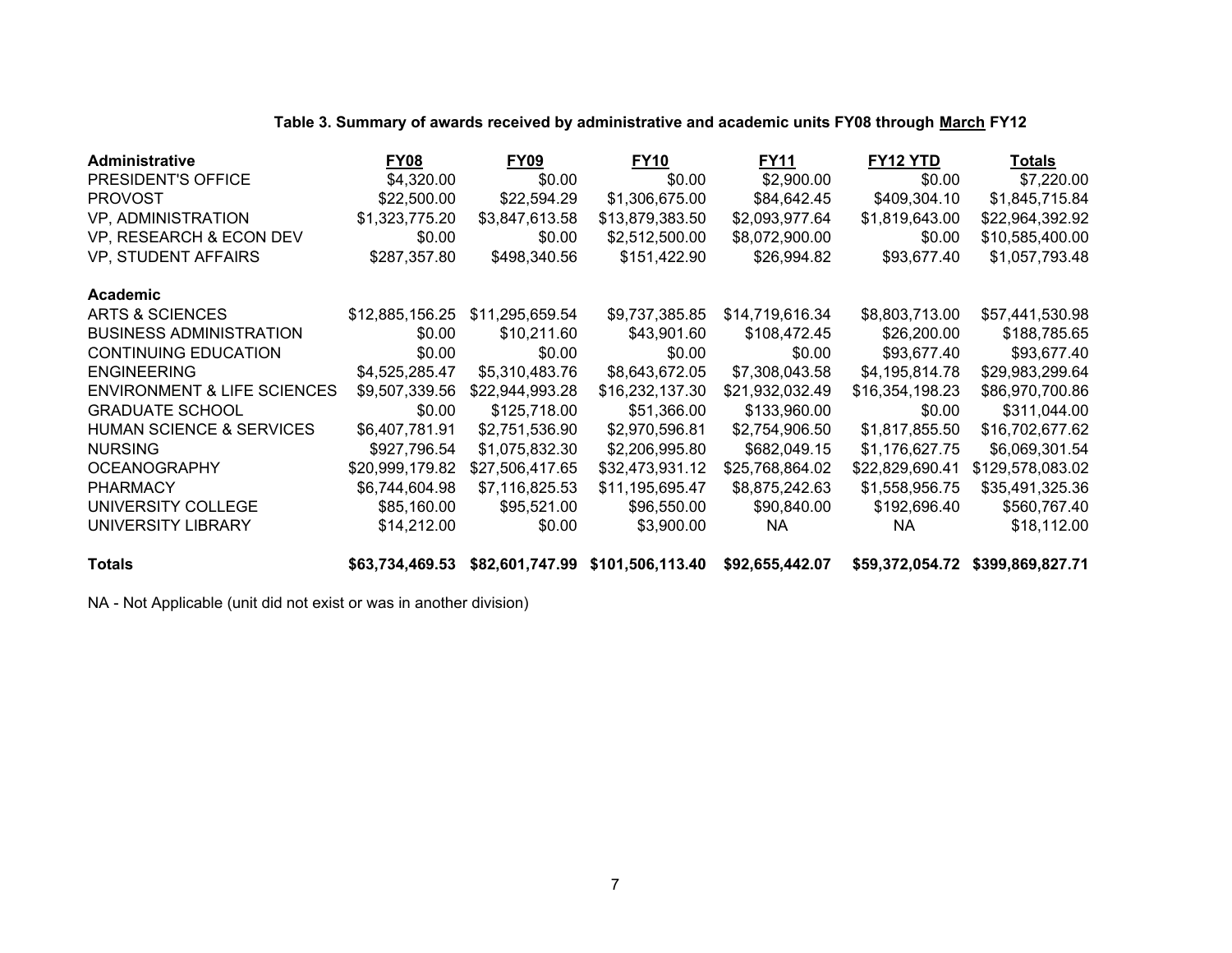**Table 3. Summary of awards received by administrative and academic units FY08 through March FY12**

| Administrative | FY08 | FY09 | FY10 | FY11 | FY12 YTD | Totals |
|---|---|---|---|---|---|---|
| PRESIDENT'S OFFICE | $4,320.00 | $0.00 | $0.00 | $2,900.00 | $0.00 | $7,220.00 |
| PROVOST | $22,500.00 | $22,594.29 | $1,306,675.00 | $84,642.45 | $409,304.10 | $1,845,715.84 |
| VP, ADMINISTRATION | $1,323,775.20 | $3,847,613.58 | $13,879,383.50 | $2,093,977.64 | $1,819,643.00 | $22,964,392.92 |
| VP, RESEARCH & ECON DEV | $0.00 | $0.00 | $2,512,500.00 | $8,072,900.00 | $0.00 | $10,585,400.00 |
| VP, STUDENT AFFAIRS | $287,357.80 | $498,340.56 | $151,422.90 | $26,994.82 | $93,677.40 | $1,057,793.48 |
| **Academic** | | | | | | |
| ARTS & SCIENCES | $12,885,156.25 | $11,295,659.54 | $9,737,385.85 | $14,719,616.34 | $8,803,713.00 | $57,441,530.98 |
| BUSINESS ADMINISTRATION | $0.00 | $10,211.60 | $43,901.60 | $108,472.45 | $26,200.00 | $188,785.65 |
| CONTINUING EDUCATION | $0.00 | $0.00 | $0.00 | $0.00 | $93,677.40 | $93,677.40 |
| ENGINEERING | $4,525,285.47 | $5,310,483.76 | $8,643,672.05 | $7,308,043.58 | $4,195,814.78 | $29,983,299.64 |
| ENVIRONMENT & LIFE SCIENCES | $9,507,339.56 | $22,944,993.28 | $16,232,137.30 | $21,932,032.49 | $16,354,198.23 | $86,970,700.86 |
| GRADUATE SCHOOL | $0.00 | $125,718.00 | $51,366.00 | $133,960.00 | $0.00 | $311,044.00 |
| HUMAN SCIENCE & SERVICES | $6,407,781.91 | $2,751,536.90 | $2,970,596.81 | $2,754,906.50 | $1,817,855.50 | $16,702,677.62 |
| NURSING | $927,796.54 | $1,075,832.30 | $2,206,995.80 | $682,049.15 | $1,176,627.75 | $6,069,301.54 |
| OCEANOGRAPHY | $20,999,179.82 | $27,506,417.65 | $32,473,931.12 | $25,768,864.02 | $22,829,690.41 | $129,578,083.02 |
| PHARMACY | $6,744,604.98 | $7,116,825.53 | $11,195,695.47 | $8,875,242.63 | $1,558,956.75 | $35,491,325.36 |
| UNIVERSITY COLLEGE | $85,160.00 | $95,521.00 | $96,550.00 | $90,840.00 | $192,696.40 | $560,767.40 |
| UNIVERSITY LIBRARY | $14,212.00 | $0.00 | $3,900.00 | NA | NA | $18,112.00 |
| **Totals** | **$63,734,469.53** | **$82,601,747.99** | **$101,506,113.40** | **$92,655,442.07** | **$59,372,054.72** | **$399,869,827.71** |

NA - Not Applicable (unit did not exist or was in another division)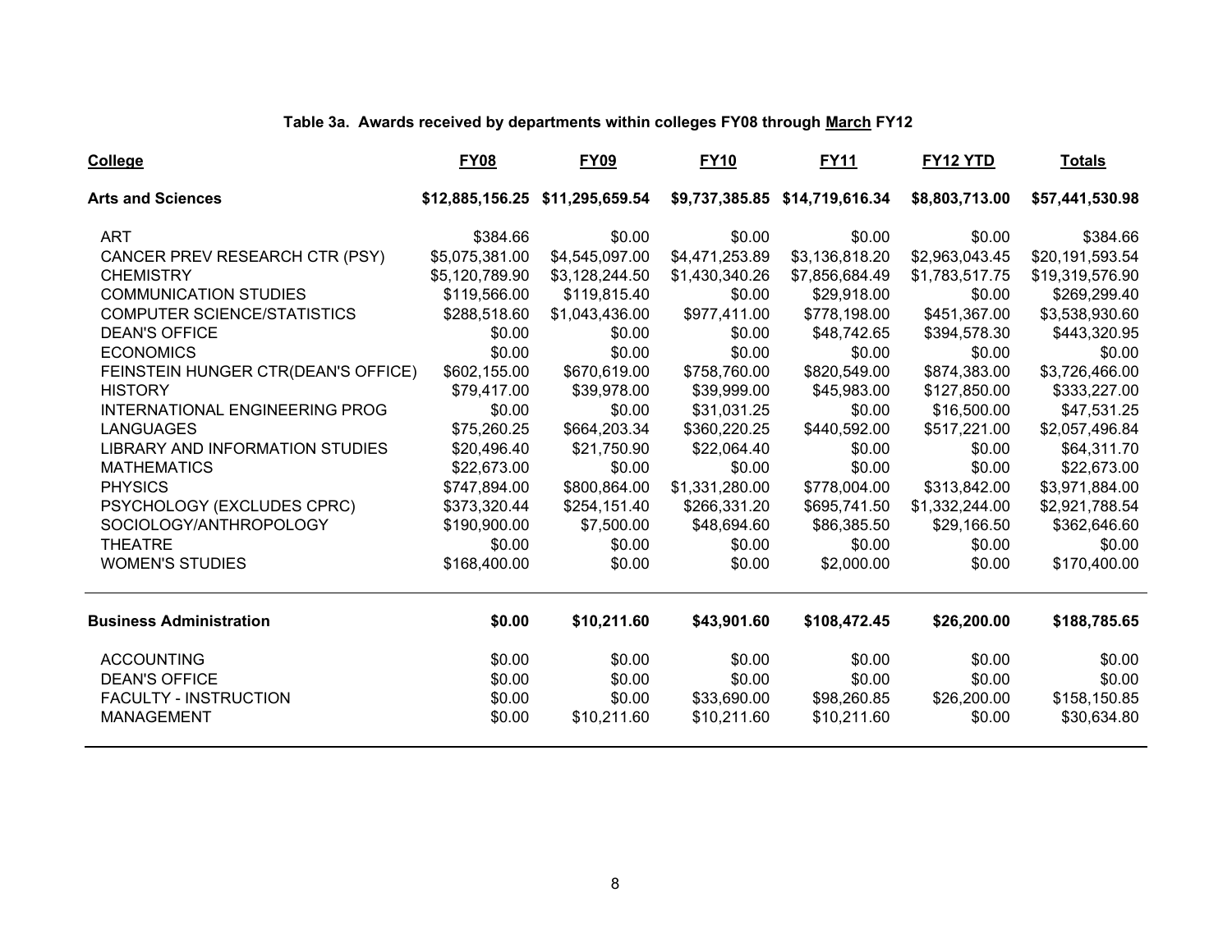**Table 3a. Awards received by departments within colleges FY08 through March FY12**

| College | FY08 | FY09 | FY10 | FY11 | FY12 YTD | Totals |
|---|---|---|---|---|---|---|
| **Arts and Sciences** | **$12,885,156.25** | **$11,295,659.54** | **$9,737,385.85** | **$14,719,616.34** | **$8,803,713.00** | **$57,441,530.98** |
| ART | $384.66 | $0.00 | $0.00 | $0.00 | $0.00 | $384.66 |
| CANCER PREV RESEARCH CTR (PSY) | $5,075,381.00 | $4,545,097.00 | $4,471,253.89 | $3,136,818.20 | $2,963,043.45 | $20,191,593.54 |
| CHEMISTRY | $5,120,789.90 | $3,128,244.50 | $1,430,340.26 | $7,856,684.49 | $1,783,517.75 | $19,319,576.90 |
| COMMUNICATION STUDIES | $119,566.00 | $119,815.40 | $0.00 | $29,918.00 | $0.00 | $269,299.40 |
| COMPUTER SCIENCE/STATISTICS | $288,518.60 | $1,043,436.00 | $977,411.00 | $778,198.00 | $451,367.00 | $3,538,930.60 |
| DEAN'S OFFICE | $0.00 | $0.00 | $0.00 | $48,742.65 | $394,578.30 | $443,320.95 |
| ECONOMICS | $0.00 | $0.00 | $0.00 | $0.00 | $0.00 | $0.00 |
| FEINSTEIN HUNGER CTR(DEAN'S OFFICE) | $602,155.00 | $670,619.00 | $758,760.00 | $820,549.00 | $874,383.00 | $3,726,466.00 |
| HISTORY | $79,417.00 | $39,978.00 | $39,999.00 | $45,983.00 | $127,850.00 | $333,227.00 |
| INTERNATIONAL ENGINEERING PROG | $0.00 | $0.00 | $31,031.25 | $0.00 | $16,500.00 | $47,531.25 |
| LANGUAGES | $75,260.25 | $664,203.34 | $360,220.25 | $440,592.00 | $517,221.00 | $2,057,496.84 |
| LIBRARY AND INFORMATION STUDIES | $20,496.40 | $21,750.90 | $22,064.40 | $0.00 | $0.00 | $64,311.70 |
| MATHEMATICS | $22,673.00 | $0.00 | $0.00 | $0.00 | $0.00 | $22,673.00 |
| PHYSICS | $747,894.00 | $800,864.00 | $1,331,280.00 | $778,004.00 | $313,842.00 | $3,971,884.00 |
| PSYCHOLOGY (EXCLUDES CPRC) | $373,320.44 | $254,151.40 | $266,331.20 | $695,741.50 | $1,332,244.00 | $2,921,788.54 |
| SOCIOLOGY/ANTHROPOLOGY | $190,900.00 | $7,500.00 | $48,694.60 | $86,385.50 | $29,166.50 | $362,646.60 |
| THEATRE | $0.00 | $0.00 | $0.00 | $0.00 | $0.00 | $0.00 |
| WOMEN'S STUDIES | $168,400.00 | $0.00 | $0.00 | $2,000.00 | $0.00 | $170,400.00 |
| **Business Administration** | **$0.00** | **$10,211.60** | **$43,901.60** | **$108,472.45** | **$26,200.00** | **$188,785.65** |
| ACCOUNTING | $0.00 | $0.00 | $0.00 | $0.00 | $0.00 | $0.00 |
| DEAN'S OFFICE | $0.00 | $0.00 | $0.00 | $0.00 | $0.00 | $0.00 |
| FACULTY - INSTRUCTION | $0.00 | $0.00 | $33,690.00 | $98,260.85 | $26,200.00 | $158,150.85 |
| MANAGEMENT | $0.00 | $10,211.60 | $10,211.60 | $10,211.60 | $0.00 | $30,634.80 |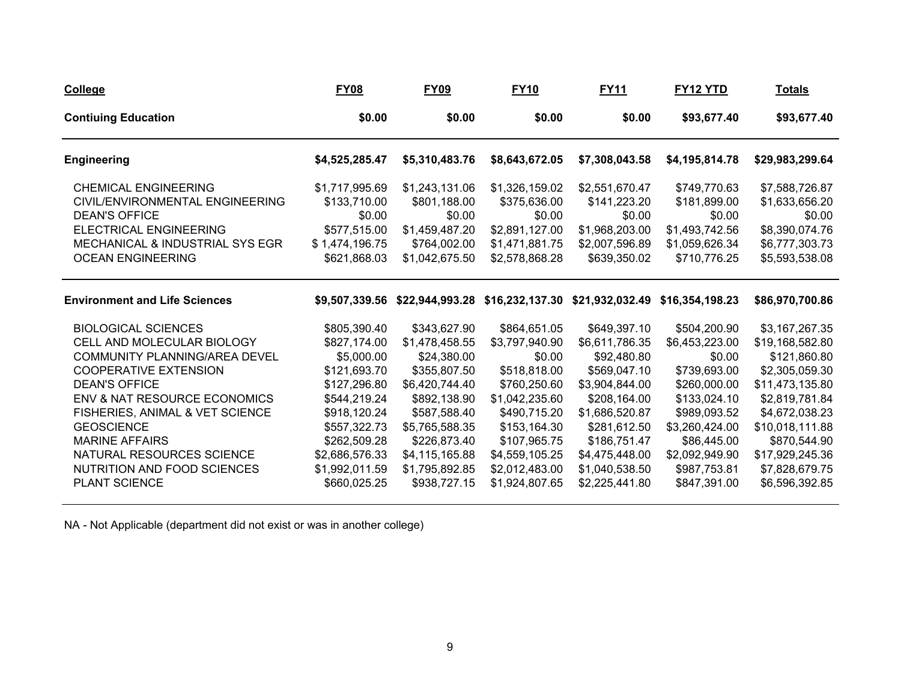| College | FY08 | FY09 | FY10 | FY11 | FY12 YTD | Totals |
|---|---|---|---|---|---|---|
| **Contiuing Education** | **$0.00** | **$0.00** | **$0.00** | **$0.00** | **$93,677.40** | **$93,677.40** |
| **Engineering** | **$4,525,285.47** | **$5,310,483.76** | **$8,643,672.05** | **$7,308,043.58** | **$4,195,814.78** | **$29,983,299.64** |
| CHEMICAL ENGINEERING | $1,717,995.69 | $1,243,131.06 | $1,326,159.02 | $2,551,670.47 | $749,770.63 | $7,588,726.87 |
| CIVIL/ENVIRONMENTAL ENGINEERING | $133,710.00 | $801,188.00 | $375,636.00 | $141,223.20 | $181,899.00 | $1,633,656.20 |
| DEAN'S OFFICE | $0.00 | $0.00 | $0.00 | $0.00 | $0.00 | $0.00 |
| ELECTRICAL ENGINEERING | $577,515.00 | $1,459,487.20 | $2,891,127.00 | $1,968,203.00 | $1,493,742.56 | $8,390,074.76 |
| MECHANICAL & INDUSTRIAL SYS EGR | $ 1,474,196.75 | $764,002.00 | $1,471,881.75 | $2,007,596.89 | $1,059,626.34 | $6,777,303.73 |
| OCEAN ENGINEERING | $621,868.03 | $1,042,675.50 | $2,578,868.28 | $639,350.02 | $710,776.25 | $5,593,538.08 |
| **Environment and Life Sciences** | **$9,507,339.56** | **$22,944,993.28** | **$16,232,137.30** | **$21,932,032.49** | **$16,354,198.23** | **$86,970,700.86** |
| BIOLOGICAL SCIENCES | $805,390.40 | $343,627.90 | $864,651.05 | $649,397.10 | $504,200.90 | $3,167,267.35 |
| CELL AND MOLECULAR BIOLOGY | $827,174.00 | $1,478,458.55 | $3,797,940.90 | $6,611,786.35 | $6,453,223.00 | $19,168,582.80 |
| COMMUNITY PLANNING/AREA DEVEL | $5,000.00 | $24,380.00 | $0.00 | $92,480.80 | $0.00 | $121,860.80 |
| COOPERATIVE EXTENSION | $121,693.70 | $355,807.50 | $518,818.00 | $569,047.10 | $739,693.00 | $2,305,059.30 |
| DEAN'S OFFICE | $127,296.80 | $6,420,744.40 | $760,250.60 | $3,904,844.00 | $260,000.00 | $11,473,135.80 |
| ENV & NAT RESOURCE ECONOMICS | $544,219.24 | $892,138.90 | $1,042,235.60 | $208,164.00 | $133,024.10 | $2,819,781.84 |
| FISHERIES, ANIMAL & VET SCIENCE | $918,120.24 | $587,588.40 | $490,715.20 | $1,686,520.87 | $989,093.52 | $4,672,038.23 |
| GEOSCIENCE | $557,322.73 | $5,765,588.35 | $153,164.30 | $281,612.50 | $3,260,424.00 | $10,018,111.88 |
| MARINE AFFAIRS | $262,509.28 | $226,873.40 | $107,965.75 | $186,751.47 | $86,445.00 | $870,544.90 |
| NATURAL RESOURCES SCIENCE | $2,686,576.33 | $4,115,165.88 | $4,559,105.25 | $4,475,448.00 | $2,092,949.90 | $17,929,245.36 |
| NUTRITION AND FOOD SCIENCES | $1,992,011.59 | $1,795,892.85 | $2,012,483.00 | $1,040,538.50 | $987,753.81 | $7,828,679.75 |
| PLANT SCIENCE | $660,025.25 | $938,727.15 | $1,924,807.65 | $2,225,441.80 | $847,391.00 | $6,596,392.85 |

NA - Not Applicable (department did not exist or was in another college)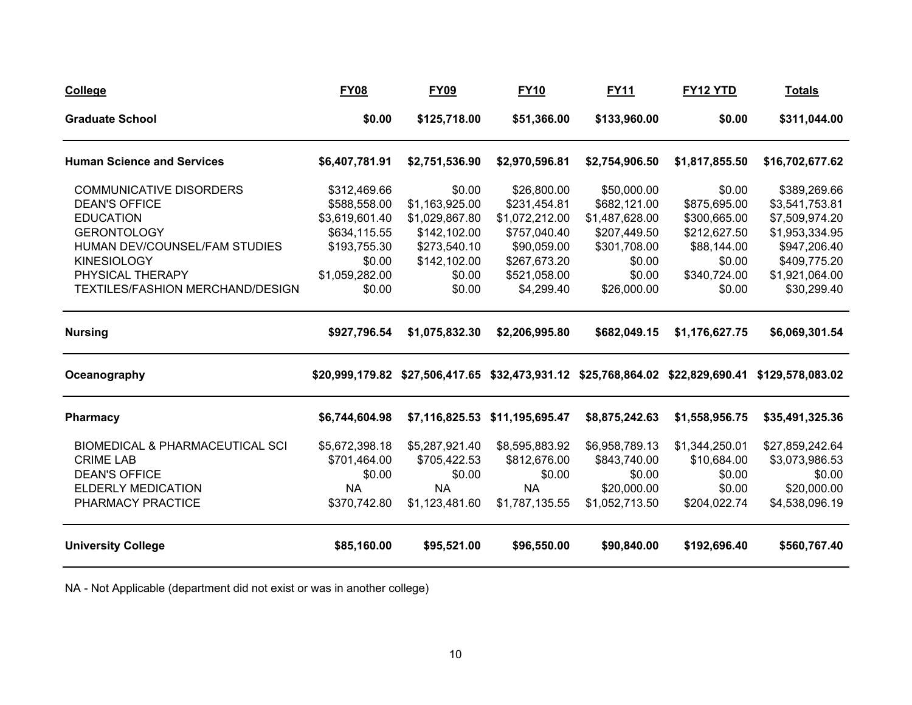| College | FY08 | FY09 | FY10 | FY11 | FY12 YTD | Totals |
|---|---|---|---|---|---|---|
| **Graduate School** | **$0.00** | **$125,718.00** | **$51,366.00** | **$133,960.00** | **$0.00** | **$311,044.00** |
| **Human Science and Services** | **$6,407,781.91** | **$2,751,536.90** | **$2,970,596.81** | **$2,754,906.50** | **$1,817,855.50** | **$16,702,677.62** |
| COMMUNICATIVE DISORDERS | $312,469.66 | $0.00 | $26,800.00 | $50,000.00 | $0.00 | $389,269.66 |
| DEAN'S OFFICE | $588,558.00 | $1,163,925.00 | $231,454.81 | $682,121.00 | $875,695.00 | $3,541,753.81 |
| EDUCATION | $3,619,601.40 | $1,029,867.80 | $1,072,212.00 | $1,487,628.00 | $300,665.00 | $7,509,974.20 |
| GERONTOLOGY | $634,115.55 | $142,102.00 | $757,040.40 | $207,449.50 | $212,627.50 | $1,953,334.95 |
| HUMAN DEV/COUNSEL/FAM STUDIES | $193,755.30 | $273,540.10 | $90,059.00 | $301,708.00 | $88,144.00 | $947,206.40 |
| KINESIOLOGY | $0.00 | $142,102.00 | $267,673.20 | $0.00 | $0.00 | $409,775.20 |
| PHYSICAL THERAPY | $1,059,282.00 | $0.00 | $521,058.00 | $0.00 | $340,724.00 | $1,921,064.00 |
| TEXTILES/FASHION MERCHAND/DESIGN | $0.00 | $0.00 | $4,299.40 | $26,000.00 | $0.00 | $30,299.40 |
| **Nursing** | **$927,796.54** | **$1,075,832.30** | **$2,206,995.80** | **$682,049.15** | **$1,176,627.75** | **$6,069,301.54** |
| **Oceanography** | **$20,999,179.82** | **$27,506,417.65** | **$32,473,931.12** | **$25,768,864.02** | **$22,829,690.41** | **$129,578,083.02** |
| **Pharmacy** | **$6,744,604.98** | **$7,116,825.53** | **$11,195,695.47** | **$8,875,242.63** | **$1,558,956.75** | **$35,491,325.36** |
| BIOMEDICAL & PHARMACEUTICAL SCI | $5,672,398.18 | $5,287,921.40 | $8,595,883.92 | $6,958,789.13 | $1,344,250.01 | $27,859,242.64 |
| CRIME LAB | $701,464.00 | $705,422.53 | $812,676.00 | $843,740.00 | $10,684.00 | $3,073,986.53 |
| DEAN'S OFFICE | $0.00 | $0.00 | $0.00 | $0.00 | $0.00 | $0.00 |
| ELDERLY MEDICATION | NA | NA | NA | $20,000.00 | $0.00 | $20,000.00 |
| PHARMACY PRACTICE | $370,742.80 | $1,123,481.60 | $1,787,135.55 | $1,052,713.50 | $204,022.74 | $4,538,096.19 |
| **University College** | **$85,160.00** | **$95,521.00** | **$96,550.00** | **$90,840.00** | **$192,696.40** | **$560,767.40** |

NA - Not Applicable (department did not exist or was in another college)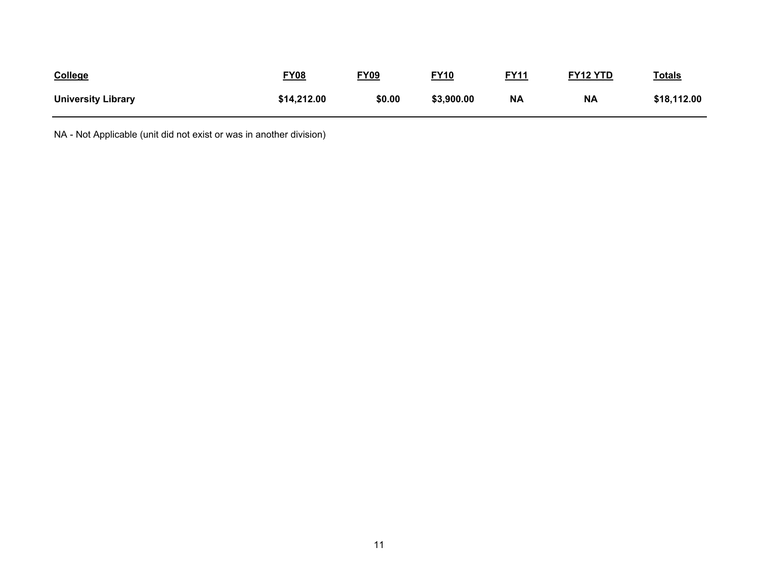| College | FY08 | FY09 | FY10 | FY11 | FY12 YTD | Totals |
|---|---|---|---|---|---|---|
| **University Library** | **$14,212.00** | **$0.00** | **$3,900.00** | **NA** | **NA** | **$18,112.00** |

NA - Not Applicable (unit did not exist or was in another division)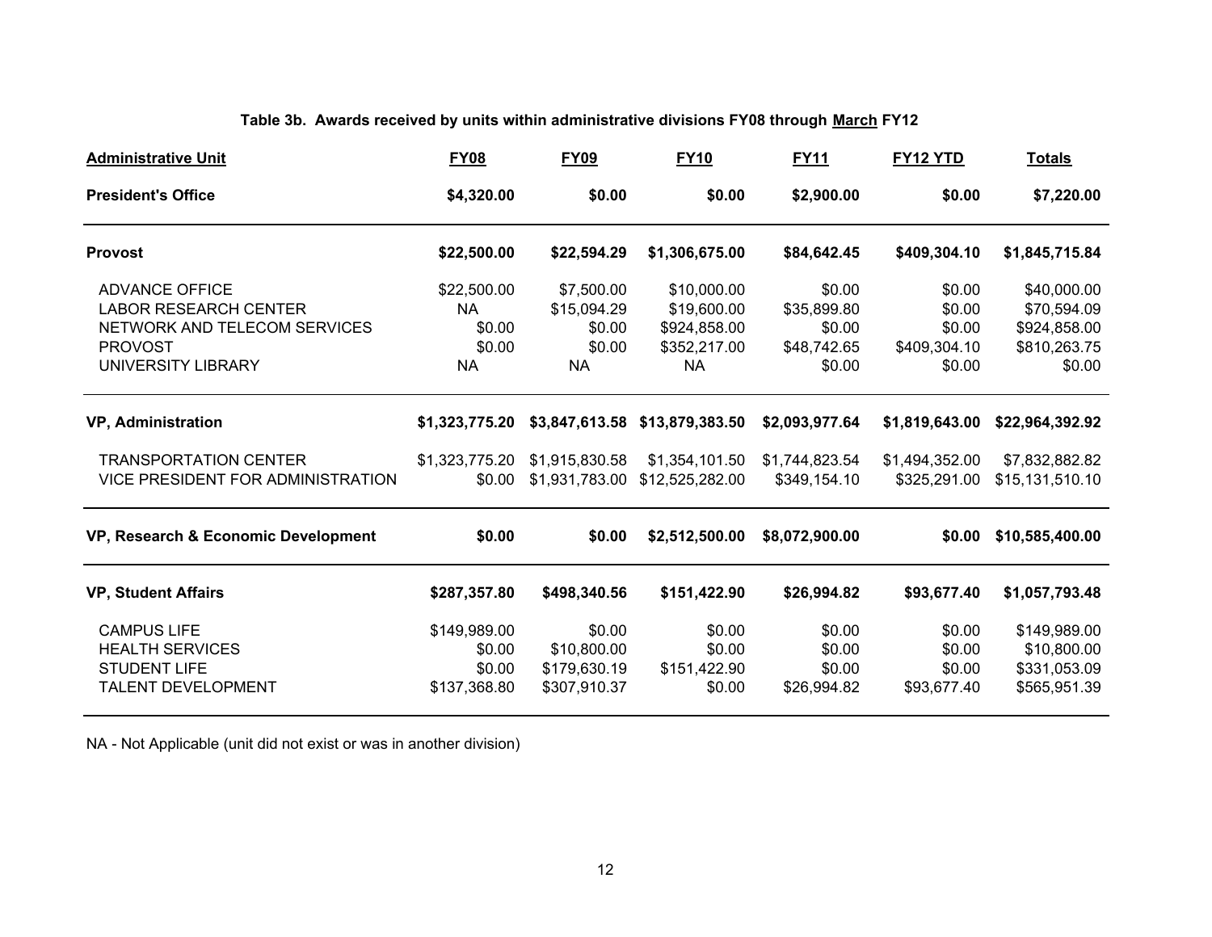**Table 3b. Awards received by units within administrative divisions FY08 through March FY12**

| Administrative Unit | FY08 | FY09 | FY10 | FY11 | FY12 YTD | Totals |
|---|---|---|---|---|---|---|
| **President's Office** | **$4,320.00** | **$0.00** | **$0.00** | **$2,900.00** | **$0.00** | **$7,220.00** |
| **Provost** | **$22,500.00** | **$22,594.29** | **$1,306,675.00** | **$84,642.45** | **$409,304.10** | **$1,845,715.84** |
| ADVANCE OFFICE | $22,500.00 | $7,500.00 | $10,000.00 | $0.00 | $0.00 | $40,000.00 |
| LABOR RESEARCH CENTER | NA | $15,094.29 | $19,600.00 | $35,899.80 | $0.00 | $70,594.09 |
| NETWORK AND TELECOM SERVICES | $0.00 | $0.00 | $924,858.00 | $0.00 | $0.00 | $924,858.00 |
| PROVOST | $0.00 | $0.00 | $352,217.00 | $48,742.65 | $409,304.10 | $810,263.75 |
| UNIVERSITY LIBRARY | NA | NA | NA | $0.00 | $0.00 | $0.00 |
| **VP, Administration** | **$1,323,775.20** | **$3,847,613.58** | **$13,879,383.50** | **$2,093,977.64** | **$1,819,643.00** | **$22,964,392.92** |
| TRANSPORTATION CENTER | $1,323,775.20 | $1,915,830.58 | $1,354,101.50 | $1,744,823.54 | $1,494,352.00 | $7,832,882.82 |
| VICE PRESIDENT FOR ADMINISTRATION | $0.00 | $1,931,783.00 | $12,525,282.00 | $349,154.10 | $325,291.00 | $15,131,510.10 |
| **VP, Research & Economic Development** | **$0.00** | **$0.00** | **$2,512,500.00** | **$8,072,900.00** | **$0.00** | **$10,585,400.00** |
| **VP, Student Affairs** | **$287,357.80** | **$498,340.56** | **$151,422.90** | **$26,994.82** | **$93,677.40** | **$1,057,793.48** |
| CAMPUS LIFE | $149,989.00 | $0.00 | $0.00 | $0.00 | $0.00 | $149,989.00 |
| HEALTH SERVICES | $0.00 | $10,800.00 | $0.00 | $0.00 | $0.00 | $10,800.00 |
| STUDENT LIFE | $0.00 | $179,630.19 | $151,422.90 | $0.00 | $0.00 | $331,053.09 |
| TALENT DEVELOPMENT | $137,368.80 | $307,910.37 | $0.00 | $26,994.82 | $93,677.40 | $565,951.39 |

NA - Not Applicable (unit did not exist or was in another division)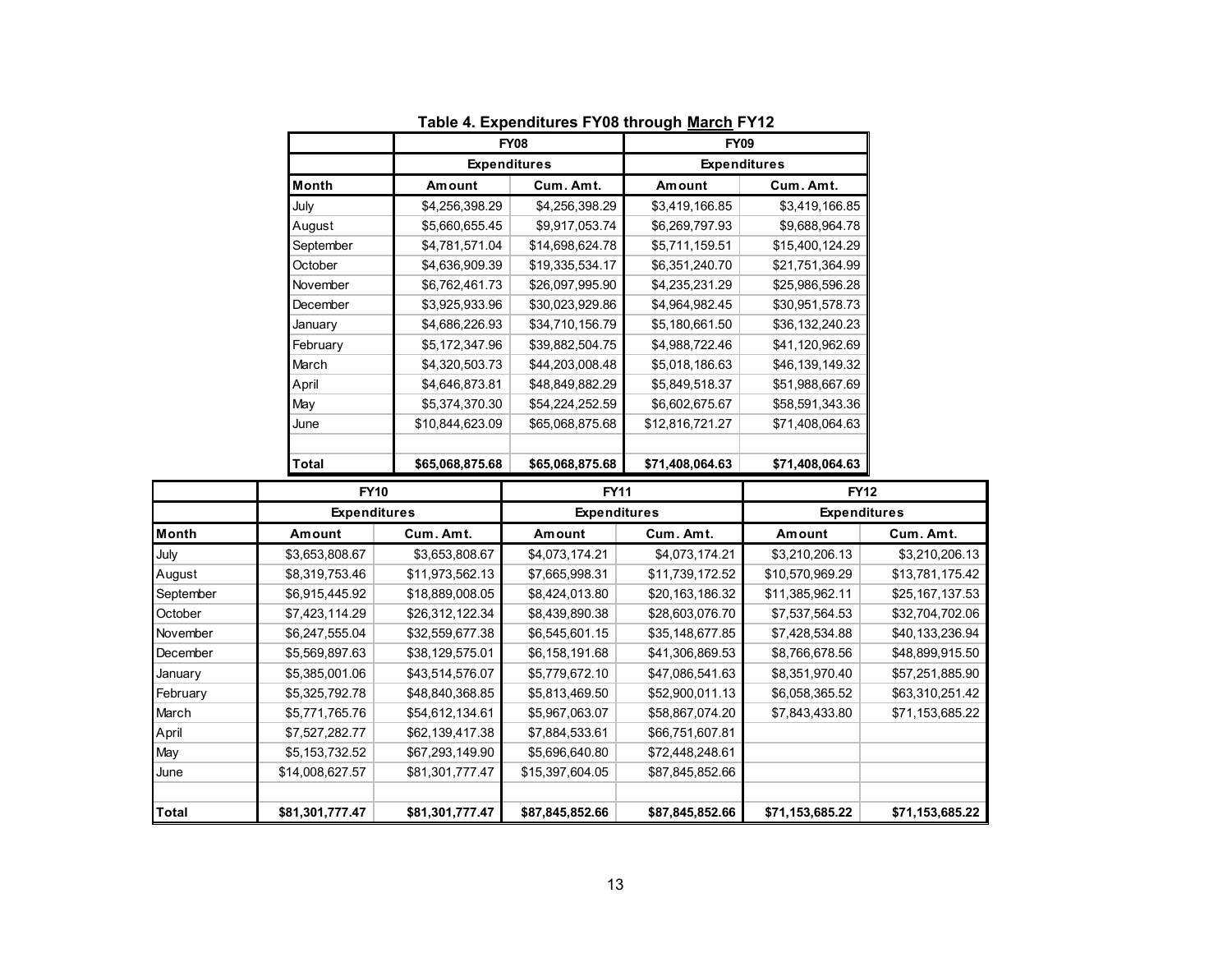### Table 4. Expenditures FY08 through March FY12

| | FY08 | | FY09 | |
|---|---|---|---|---|
| | Expenditures | | Expenditures | |
| Month | Amount | Cum. Amt. | Amount | Cum. Amt. |
| July | $4,256,398.29 | $4,256,398.29 | $3,419,166.85 | $3,419,166.85 |
| August | $5,660,655.45 | $9,917,053.74 | $6,269,797.93 | $9,688,964.78 |
| September | $4,781,571.04 | $14,698,624.78 | $5,711,159.51 | $15,400,124.29 |
| October | $4,636,909.39 | $19,335,534.17 | $6,351,240.70 | $21,751,364.99 |
| November | $6,762,461.73 | $26,097,995.90 | $4,235,231.29 | $25,986,596.28 |
| December | $3,925,933.96 | $30,023,929.86 | $4,964,982.45 | $30,951,578.73 |
| January | $4,686,226.93 | $34,710,156.79 | $5,180,661.50 | $36,132,240.23 |
| February | $5,172,347.96 | $39,882,504.75 | $4,988,722.46 | $41,120,962.69 |
| March | $4,320,503.73 | $44,203,008.48 | $5,018,186.63 | $46,139,149.32 |
| April | $4,646,873.81 | $48,849,882.29 | $5,849,518.37 | $51,988,667.69 |
| May | $5,374,370.30 | $54,224,252.59 | $6,602,675.67 | $58,591,343.36 |
| June | $10,844,623.09 | $65,068,875.68 | $12,816,721.27 | $71,408,064.63 |
| | | | | |
| **Total** | **$65,068,875.68** | **$65,068,875.68** | **$71,408,064.63** | **$71,408,064.63** |

| | FY10 | | FY11 | | FY12 | |
|---|---|---|---|---|---|---|
| | Expenditures | | Expenditures | | Expenditures | |
| Month | Amount | Cum. Amt. | Amount | Cum. Amt. | Amount | Cum. Amt. |
| July | $3,653,808.67 | $3,653,808.67 | $4,073,174.21 | $4,073,174.21 | $3,210,206.13 | $3,210,206.13 |
| August | $8,319,753.46 | $11,973,562.13 | $7,665,998.31 | $11,739,172.52 | $10,570,969.29 | $13,781,175.42 |
| September | $6,915,445.92 | $18,889,008.05 | $8,424,013.80 | $20,163,186.32 | $11,385,962.11 | $25,167,137.53 |
| October | $7,423,114.29 | $26,312,122.34 | $8,439,890.38 | $28,603,076.70 | $7,537,564.53 | $32,704,702.06 |
| November | $6,247,555.04 | $32,559,677.38 | $6,545,601.15 | $35,148,677.85 | $7,428,534.88 | $40,133,236.94 |
| December | $5,569,897.63 | $38,129,575.01 | $6,158,191.68 | $41,306,869.53 | $8,766,678.56 | $48,899,915.50 |
| January | $5,385,001.06 | $43,514,576.07 | $5,779,672.10 | $47,086,541.63 | $8,351,970.40 | $57,251,885.90 |
| February | $5,325,792.78 | $48,840,368.85 | $5,813,469.50 | $52,900,011.13 | $6,058,365.52 | $63,310,251.42 |
| March | $5,771,765.76 | $54,612,134.61 | $5,967,063.07 | $58,867,074.20 | $7,843,433.80 | $71,153,685.22 |
| April | $7,527,282.77 | $62,139,417.38 | $7,884,533.61 | $66,751,607.81 | | |
| May | $5,153,732.52 | $67,293,149.90 | $5,696,640.80 | $72,448,248.61 | | |
| June | $14,008,627.57 | $81,301,777.47 | $15,397,604.05 | $87,845,852.66 | | |
| | | | | | | |
| **Total** | **$81,301,777.47** | **$81,301,777.47** | **$87,845,852.66** | **$87,845,852.66** | **$71,153,685.22** | **$71,153,685.22** |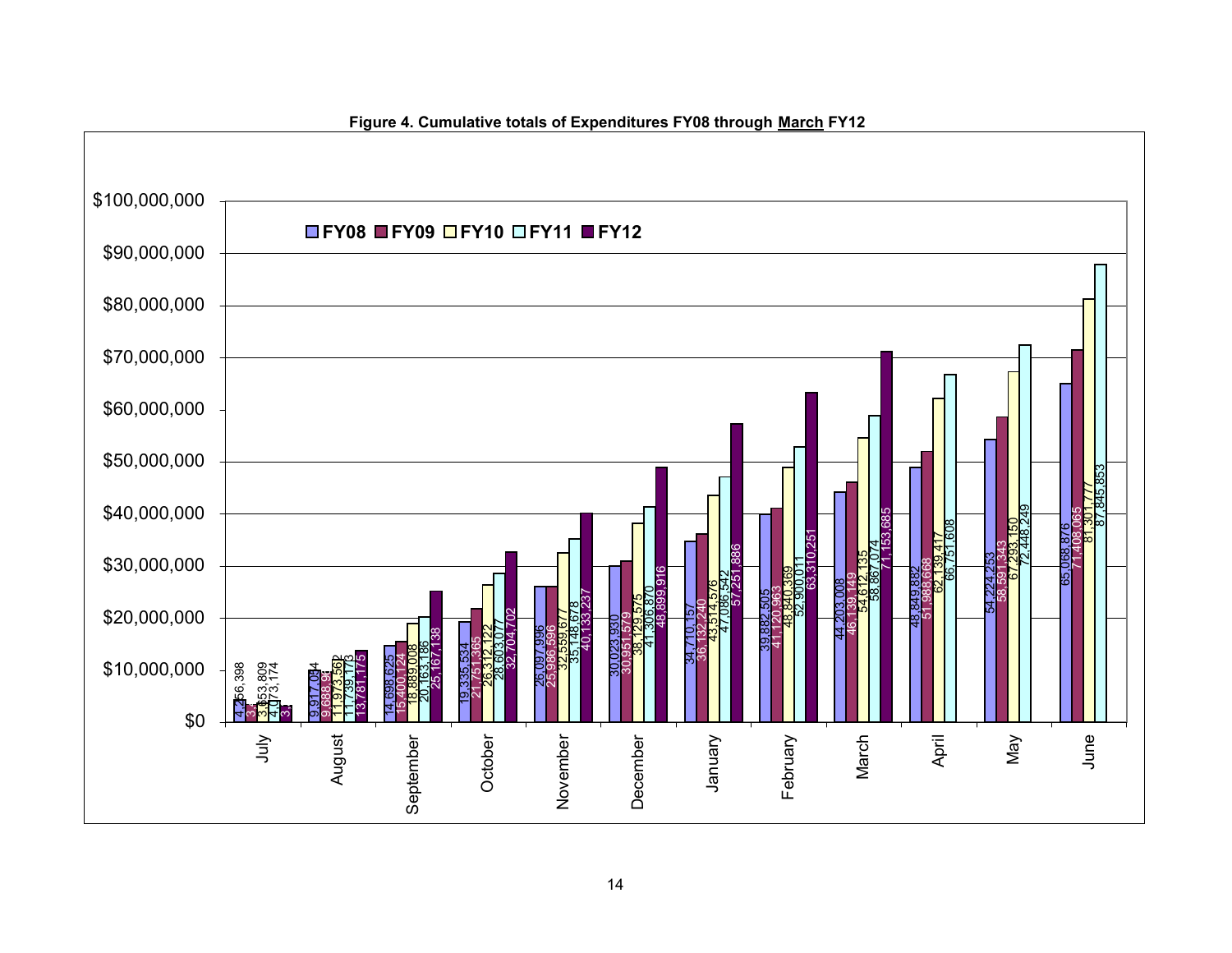**Figure 4. Cumulative totals of Expenditures FY08 through March FY12**

| Month | FY08 | FY09 | FY10 | FY11 | FY12 |
|---|---|---|---|---|---|
| July | 4,256,398 | 3,... | 3,653,809 | 4,073,174 | 3,... |
| August | 9,917,044 | 9,688,9... | 11,973,562 | 11,739,173 | 13,781,175 |
| September | 14,698,625 | 15,400,124 | 18,889,008 | 20,163,186 | 25,167,138 |
| October | 19,335,534 | 21,751,365 | 26,312,122 | 28,603,077 | 32,704,702 |
| November | 26,097,996 | 25,986,596 | 32,559,677 | 35,148,678 | 40,133,237 |
| December | 30,023,930 | 30,951,579 | 38,129,575 | 41,306,870 | 48,899,916 |
| January | 34,710,157 | 36,132,240 | 43,514,576 | 47,086,542 | 57,251,886 |
| February | 39,882,505 | 41,120,963 | 48,840,369 | 52,900,011 | 63,310,251 |
| March | 44,203,008 | 46,139,149 | 54,612,135 | 58,867,074 | 71,153,685 |
| April | 48,849,882 | 51,988,668 | 62,139,417 | 66,751,608 | |
| May | 54,224,253 | 58,591,343 | 67,293,150 | 72,448,249 | |
| June | 65,068,876 | 71,408,065 | 81,301,777 | 87,845,853 | |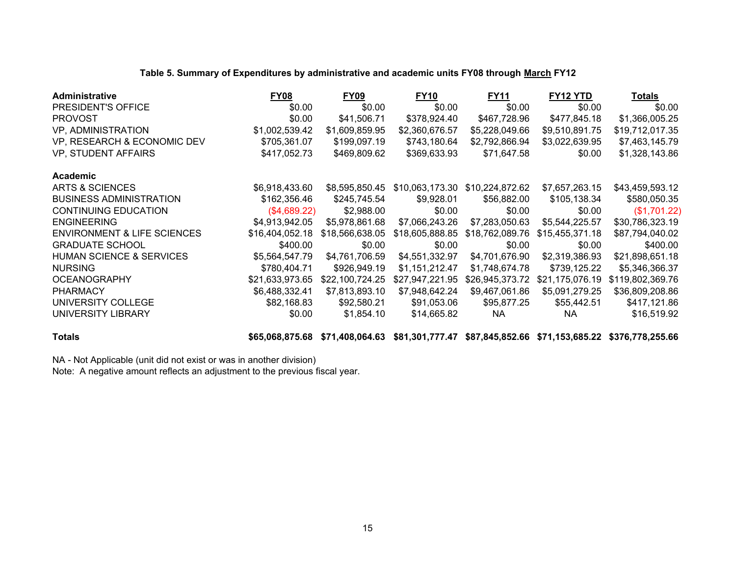**Table 5. Summary of Expenditures by administrative and academic units FY08 through March FY12**

| Administrative | FY08 | FY09 | FY10 | FY11 | FY12 YTD | Totals |
|---|---|---|---|---|---|---|
| PRESIDENT'S OFFICE | $0.00 | $0.00 | $0.00 | $0.00 | $0.00 | $0.00 |
| PROVOST | $0.00 | $41,506.71 | $378,924.40 | $467,728.96 | $477,845.18 | $1,366,005.25 |
| VP, ADMINISTRATION | $1,002,539.42 | $1,609,859.95 | $2,360,676.57 | $5,228,049.66 | $9,510,891.75 | $19,712,017.35 |
| VP, RESEARCH & ECONOMIC DEV | $705,361.07 | $199,097.19 | $743,180.64 | $2,792,866.94 | $3,022,639.95 | $7,463,145.79 |
| VP, STUDENT AFFAIRS | $417,052.73 | $469,809.62 | $369,633.93 | $71,647.58 | $0.00 | $1,328,143.86 |
| **Academic** | | | | | | |
| ARTS & SCIENCES | $6,918,433.60 | $8,595,850.45 | $10,063,173.30 | $10,224,872.62 | $7,657,263.15 | $43,459,593.12 |
| BUSINESS ADMINISTRATION | $162,356.46 | $245,745.54 | $9,928.01 | $56,882.00 | $105,138.34 | $580,050.35 |
| CONTINUING EDUCATION | ($4,689.22) | $2,988.00 | $0.00 | $0.00 | $0.00 | ($1,701.22) |
| ENGINEERING | $4,913,942.05 | $5,978,861.68 | $7,066,243.26 | $7,283,050.63 | $5,544,225.57 | $30,786,323.19 |
| ENVIRONMENT & LIFE SCIENCES | $16,404,052.18 | $18,566,638.05 | $18,605,888.85 | $18,762,089.76 | $15,455,371.18 | $87,794,040.02 |
| GRADUATE SCHOOL | $400.00 | $0.00 | $0.00 | $0.00 | $0.00 | $400.00 |
| HUMAN SCIENCE & SERVICES | $5,564,547.79 | $4,761,706.59 | $4,551,332.97 | $4,701,676.90 | $2,319,386.93 | $21,898,651.18 |
| NURSING | $780,404.71 | $926,949.19 | $1,151,212.47 | $1,748,674.78 | $739,125.22 | $5,346,366.37 |
| OCEANOGRAPHY | $21,633,973.65 | $22,100,724.25 | $27,947,221.95 | $26,945,373.72 | $21,175,076.19 | $119,802,369.76 |
| PHARMACY | $6,488,332.41 | $7,813,893.10 | $7,948,642.24 | $9,467,061.86 | $5,091,279.25 | $36,809,208.86 |
| UNIVERSITY COLLEGE | $82,168.83 | $92,580.21 | $91,053.06 | $95,877.25 | $55,442.51 | $417,121.86 |
| UNIVERSITY LIBRARY | $0.00 | $1,854.10 | $14,665.82 | NA | NA | $16,519.92 |
| **Totals** | **$65,068,875.68** | **$71,408,064.63** | **$81,301,777.47** | **$87,845,852.66** | **$71,153,685.22** | **$376,778,255.66** |

NA - Not Applicable (unit did not exist or was in another division)

Note: A negative amount reflects an adjustment to the previous fiscal year.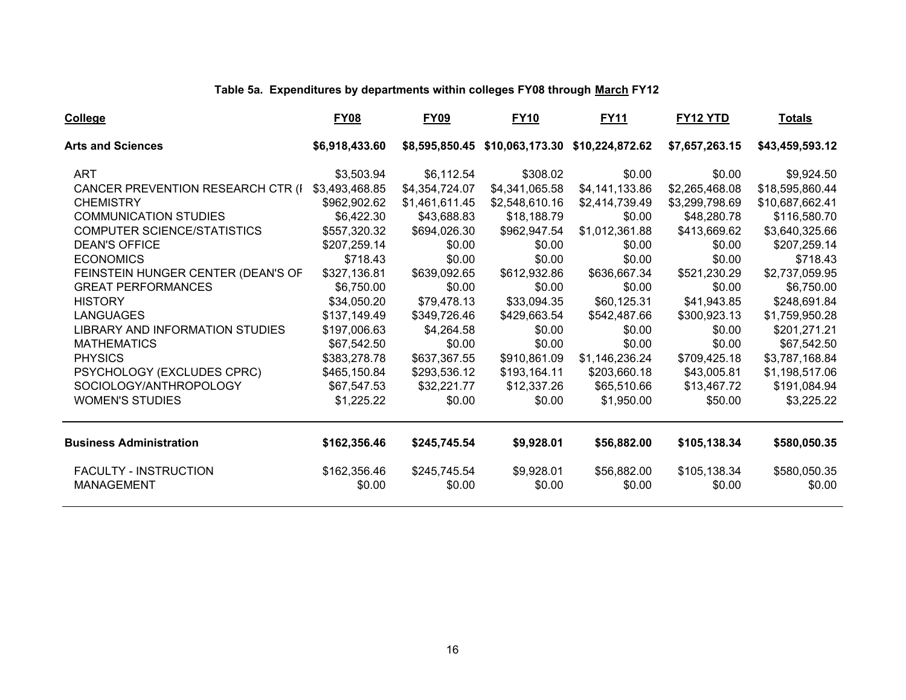**Table 5a. Expenditures by departments within colleges FY08 through March FY12**

| College | FY08 | FY09 | FY10 | FY11 | FY12 YTD | Totals |
|---|---|---|---|---|---|---|
| **Arts and Sciences** | **$6,918,433.60** | **$8,595,850.45** | **$10,063,173.30** | **$10,224,872.62** | **$7,657,263.15** | **$43,459,593.12** |
| ART | $3,503.94 | $6,112.54 | $308.02 | $0.00 | $0.00 | $9,924.50 |
| CANCER PREVENTION RESEARCH CTR (I | $3,493,468.85 | $4,354,724.07 | $4,341,065.58 | $4,141,133.86 | $2,265,468.08 | $18,595,860.44 |
| CHEMISTRY | $962,902.62 | $1,461,611.45 | $2,548,610.16 | $2,414,739.49 | $3,299,798.69 | $10,687,662.41 |
| COMMUNICATION STUDIES | $6,422.30 | $43,688.83 | $18,188.79 | $0.00 | $48,280.78 | $116,580.70 |
| COMPUTER SCIENCE/STATISTICS | $557,320.32 | $694,026.30 | $962,947.54 | $1,012,361.88 | $413,669.62 | $3,640,325.66 |
| DEAN'S OFFICE | $207,259.14 | $0.00 | $0.00 | $0.00 | $0.00 | $207,259.14 |
| ECONOMICS | $718.43 | $0.00 | $0.00 | $0.00 | $0.00 | $718.43 |
| FEINSTEIN HUNGER CENTER (DEAN'S OF | $327,136.81 | $639,092.65 | $612,932.86 | $636,667.34 | $521,230.29 | $2,737,059.95 |
| GREAT PERFORMANCES | $6,750.00 | $0.00 | $0.00 | $0.00 | $0.00 | $6,750.00 |
| HISTORY | $34,050.20 | $79,478.13 | $33,094.35 | $60,125.31 | $41,943.85 | $248,691.84 |
| LANGUAGES | $137,149.49 | $349,726.46 | $429,663.54 | $542,487.66 | $300,923.13 | $1,759,950.28 |
| LIBRARY AND INFORMATION STUDIES | $197,006.63 | $4,264.58 | $0.00 | $0.00 | $0.00 | $201,271.21 |
| MATHEMATICS | $67,542.50 | $0.00 | $0.00 | $0.00 | $0.00 | $67,542.50 |
| PHYSICS | $383,278.78 | $637,367.55 | $910,861.09 | $1,146,236.24 | $709,425.18 | $3,787,168.84 |
| PSYCHOLOGY (EXCLUDES CPRC) | $465,150.84 | $293,536.12 | $193,164.11 | $203,660.18 | $43,005.81 | $1,198,517.06 |
| SOCIOLOGY/ANTHROPOLOGY | $67,547.53 | $32,221.77 | $12,337.26 | $65,510.66 | $13,467.72 | $191,084.94 |
| WOMEN'S STUDIES | $1,225.22 | $0.00 | $0.00 | $1,950.00 | $50.00 | $3,225.22 |
| **Business Administration** | **$162,356.46** | **$245,745.54** | **$9,928.01** | **$56,882.00** | **$105,138.34** | **$580,050.35** |
| FACULTY - INSTRUCTION | $162,356.46 | $245,745.54 | $9,928.01 | $56,882.00 | $105,138.34 | $580,050.35 |
| MANAGEMENT | $0.00 | $0.00 | $0.00 | $0.00 | $0.00 | $0.00 |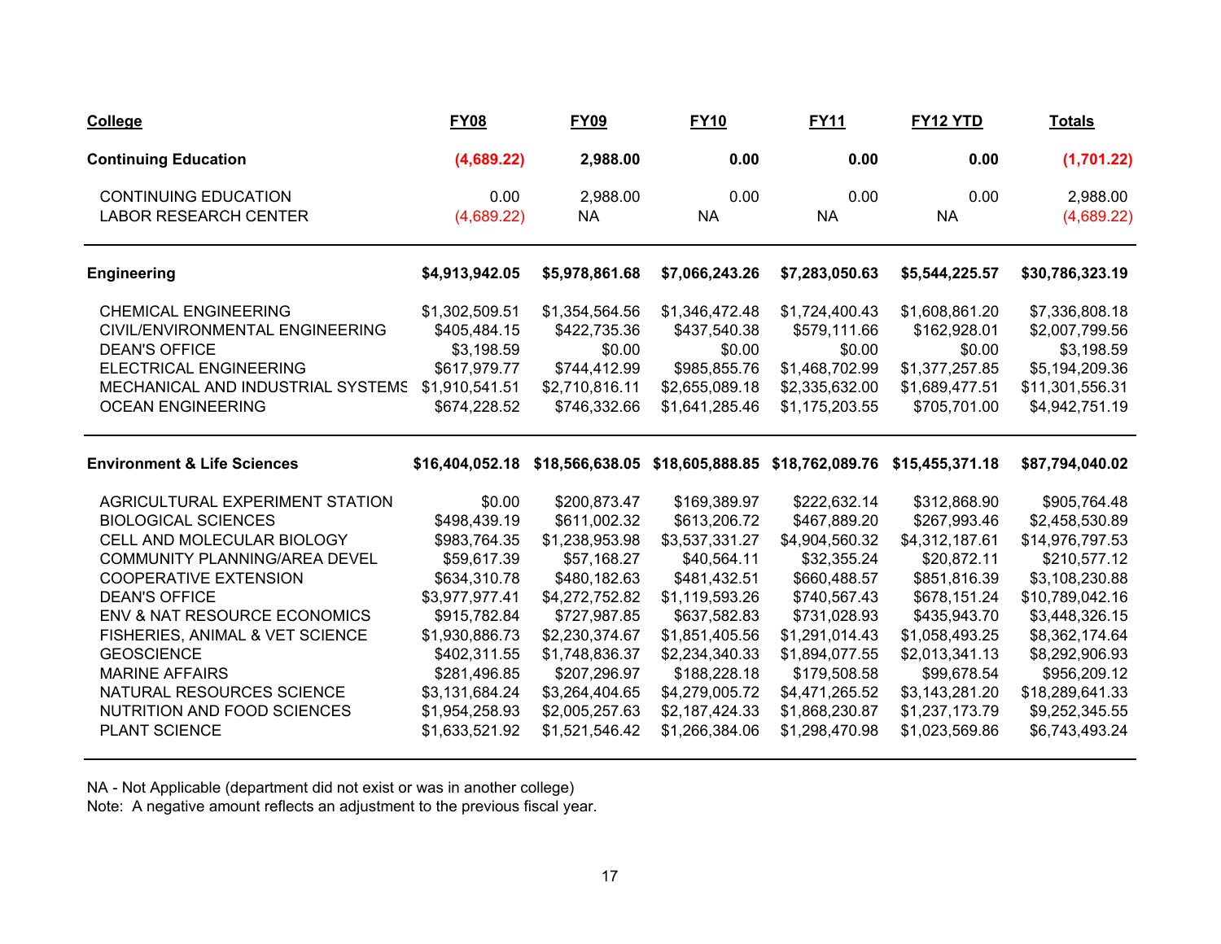| College | FY08 | FY09 | FY10 | FY11 | FY12 YTD | Totals |
|---|---|---|---|---|---|---|
| **Continuing Education** | **(4,689.22)** | **2,988.00** | **0.00** | **0.00** | **0.00** | **(1,701.22)** |
| CONTINUING EDUCATION | 0.00 | 2,988.00 | 0.00 | 0.00 | 0.00 | 2,988.00 |
| LABOR RESEARCH CENTER | (4,689.22) | NA | NA | NA | NA | (4,689.22) |
| **Engineering** | **$4,913,942.05** | **$5,978,861.68** | **$7,066,243.26** | **$7,283,050.63** | **$5,544,225.57** | **$30,786,323.19** |
| CHEMICAL ENGINEERING | $1,302,509.51 | $1,354,564.56 | $1,346,472.48 | $1,724,400.43 | $1,608,861.20 | $7,336,808.18 |
| CIVIL/ENVIRONMENTAL ENGINEERING | $405,484.15 | $422,735.36 | $437,540.38 | $579,111.66 | $162,928.01 | $2,007,799.56 |
| DEAN'S OFFICE | $3,198.59 | $0.00 | $0.00 | $0.00 | $0.00 | $3,198.59 |
| ELECTRICAL ENGINEERING | $617,979.77 | $744,412.99 | $985,855.76 | $1,468,702.99 | $1,377,257.85 | $5,194,209.36 |
| MECHANICAL AND INDUSTRIAL SYSTEMS | $1,910,541.51 | $2,710,816.11 | $2,655,089.18 | $2,335,632.00 | $1,689,477.51 | $11,301,556.31 |
| OCEAN ENGINEERING | $674,228.52 | $746,332.66 | $1,641,285.46 | $1,175,203.55 | $705,701.00 | $4,942,751.19 |
| **Environment & Life Sciences** | **$16,404,052.18** | **$18,566,638.05** | **$18,605,888.85** | **$18,762,089.76** | **$15,455,371.18** | **$87,794,040.02** |
| AGRICULTURAL EXPERIMENT STATION | $0.00 | $200,873.47 | $169,389.97 | $222,632.14 | $312,868.90 | $905,764.48 |
| BIOLOGICAL SCIENCES | $498,439.19 | $611,002.32 | $613,206.72 | $467,889.20 | $267,993.46 | $2,458,530.89 |
| CELL AND MOLECULAR BIOLOGY | $983,764.35 | $1,238,953.98 | $3,537,331.27 | $4,904,560.32 | $4,312,187.61 | $14,976,797.53 |
| COMMUNITY PLANNING/AREA DEVEL | $59,617.39 | $57,168.27 | $40,564.11 | $32,355.24 | $20,872.11 | $210,577.12 |
| COOPERATIVE EXTENSION | $634,310.78 | $480,182.63 | $481,432.51 | $660,488.57 | $851,816.39 | $3,108,230.88 |
| DEAN'S OFFICE | $3,977,977.41 | $4,272,752.82 | $1,119,593.26 | $740,567.43 | $678,151.24 | $10,789,042.16 |
| ENV & NAT RESOURCE ECONOMICS | $915,782.84 | $727,987.85 | $637,582.83 | $731,028.93 | $435,943.70 | $3,448,326.15 |
| FISHERIES, ANIMAL & VET SCIENCE | $1,930,886.73 | $2,230,374.67 | $1,851,405.56 | $1,291,014.43 | $1,058,493.25 | $8,362,174.64 |
| GEOSCIENCE | $402,311.55 | $1,748,836.37 | $2,234,340.33 | $1,894,077.55 | $2,013,341.13 | $8,292,906.93 |
| MARINE AFFAIRS | $281,496.85 | $207,296.97 | $188,228.18 | $179,508.58 | $99,678.54 | $956,209.12 |
| NATURAL RESOURCES SCIENCE | $3,131,684.24 | $3,264,404.65 | $4,279,005.72 | $4,471,265.52 | $3,143,281.20 | $18,289,641.33 |
| NUTRITION AND FOOD SCIENCES | $1,954,258.93 | $2,005,257.63 | $2,187,424.33 | $1,868,230.87 | $1,237,173.79 | $9,252,345.55 |
| PLANT SCIENCE | $1,633,521.92 | $1,521,546.42 | $1,266,384.06 | $1,298,470.98 | $1,023,569.86 | $6,743,493.24 |

NA - Not Applicable (department did not exist or was in another college)
Note: A negative amount reflects an adjustment to the previous fiscal year.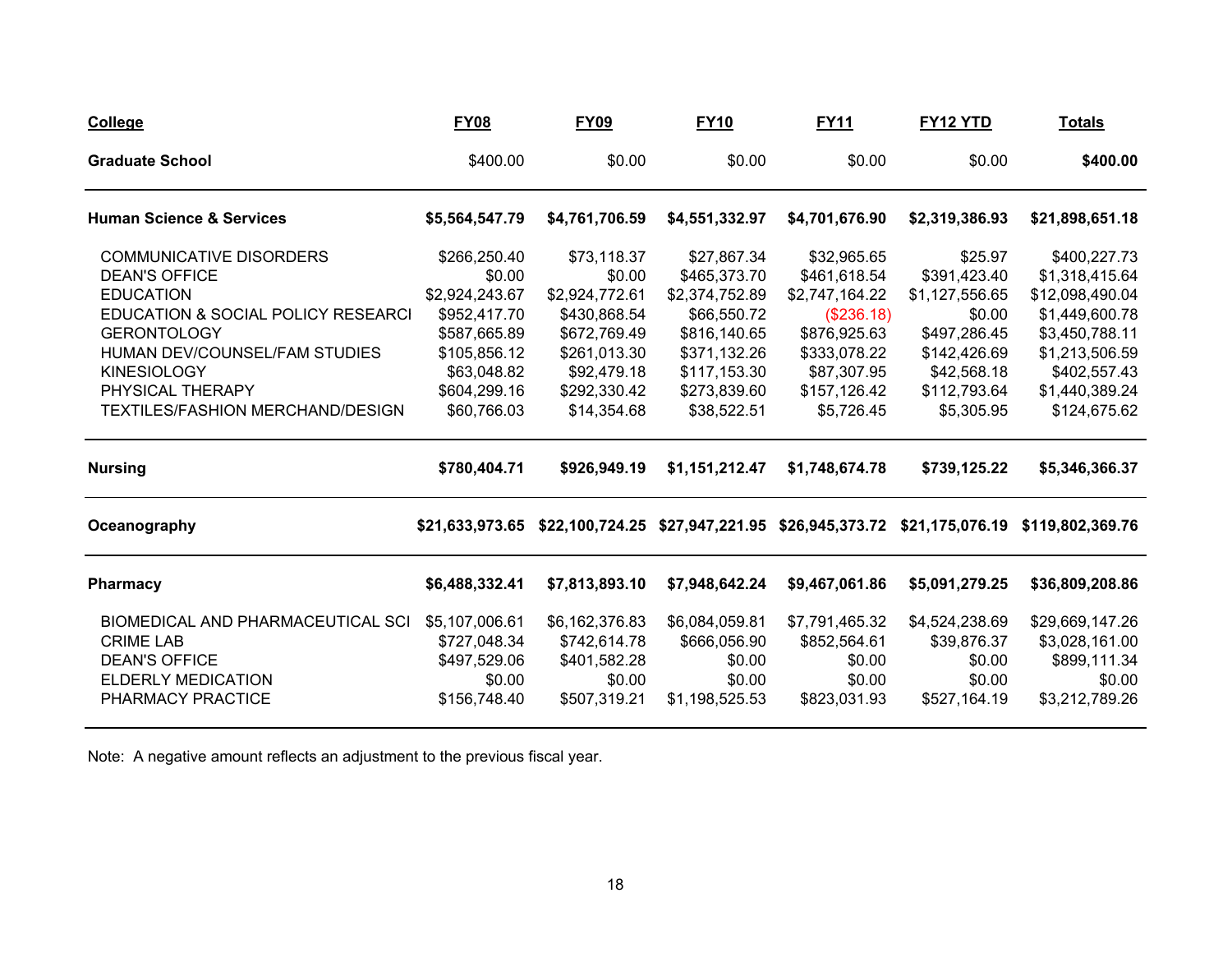| College | FY08 | FY09 | FY10 | FY11 | FY12 YTD | Totals |
|---|---|---|---|---|---|---|
| **Graduate School** | $400.00 | $0.00 | $0.00 | $0.00 | $0.00 | **$400.00** |
| **Human Science & Services** | **$5,564,547.79** | **$4,761,706.59** | **$4,551,332.97** | **$4,701,676.90** | **$2,319,386.93** | **$21,898,651.18** |
| COMMUNICATIVE DISORDERS | $266,250.40 | $73,118.37 | $27,867.34 | $32,965.65 | $25.97 | $400,227.73 |
| DEAN'S OFFICE | $0.00 | $0.00 | $465,373.70 | $461,618.54 | $391,423.40 | $1,318,415.64 |
| EDUCATION | $2,924,243.67 | $2,924,772.61 | $2,374,752.89 | $2,747,164.22 | $1,127,556.65 | $12,098,490.04 |
| EDUCATION & SOCIAL POLICY RESEARCI | $952,417.70 | $430,868.54 | $66,550.72 | ($236.18) | $0.00 | $1,449,600.78 |
| GERONTOLOGY | $587,665.89 | $672,769.49 | $816,140.65 | $876,925.63 | $497,286.45 | $3,450,788.11 |
| HUMAN DEV/COUNSEL/FAM STUDIES | $105,856.12 | $261,013.30 | $371,132.26 | $333,078.22 | $142,426.69 | $1,213,506.59 |
| KINESIOLOGY | $63,048.82 | $92,479.18 | $117,153.30 | $87,307.95 | $42,568.18 | $402,557.43 |
| PHYSICAL THERAPY | $604,299.16 | $292,330.42 | $273,839.60 | $157,126.42 | $112,793.64 | $1,440,389.24 |
| TEXTILES/FASHION MERCHAND/DESIGN | $60,766.03 | $14,354.68 | $38,522.51 | $5,726.45 | $5,305.95 | $124,675.62 |
| **Nursing** | **$780,404.71** | **$926,949.19** | **$1,151,212.47** | **$1,748,674.78** | **$739,125.22** | **$5,346,366.37** |
| **Oceanography** | **$21,633,973.65** | **$22,100,724.25** | **$27,947,221.95** | **$26,945,373.72** | **$21,175,076.19** | **$119,802,369.76** |
| **Pharmacy** | **$6,488,332.41** | **$7,813,893.10** | **$7,948,642.24** | **$9,467,061.86** | **$5,091,279.25** | **$36,809,208.86** |
| BIOMEDICAL AND PHARMACEUTICAL SCI | $5,107,006.61 | $6,162,376.83 | $6,084,059.81 | $7,791,465.32 | $4,524,238.69 | $29,669,147.26 |
| CRIME LAB | $727,048.34 | $742,614.78 | $666,056.90 | $852,564.61 | $39,876.37 | $3,028,161.00 |
| DEAN'S OFFICE | $497,529.06 | $401,582.28 | $0.00 | $0.00 | $0.00 | $899,111.34 |
| ELDERLY MEDICATION | $0.00 | $0.00 | $0.00 | $0.00 | $0.00 | $0.00 |
| PHARMACY PRACTICE | $156,748.40 | $507,319.21 | $1,198,525.53 | $823,031.93 | $527,164.19 | $3,212,789.26 |

Note: A negative amount reflects an adjustment to the previous fiscal year.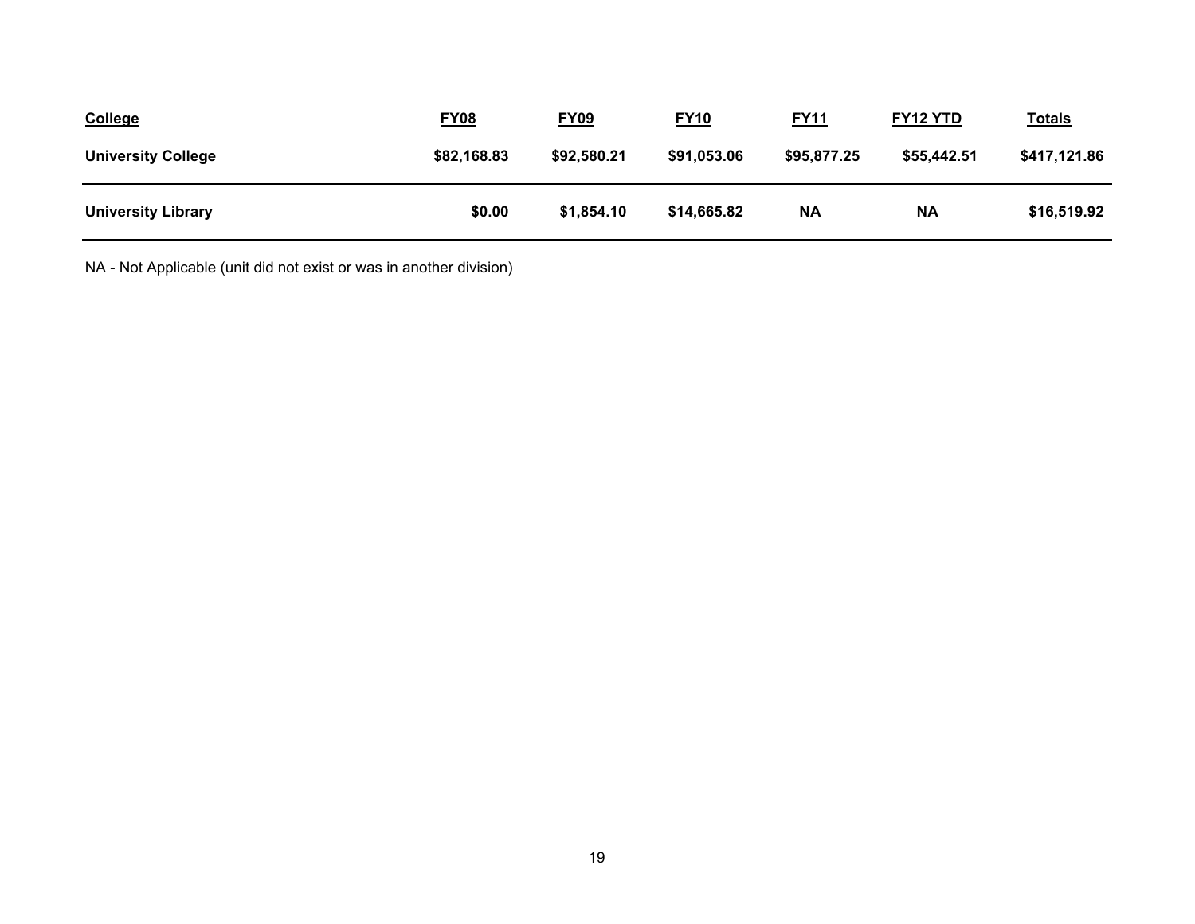| College | FY08 | FY09 | FY10 | FY11 | FY12 YTD | Totals |
|---|---|---|---|---|---|---|
| **University College** | **$82,168.83** | **$92,580.21** | **$91,053.06** | **$95,877.25** | **$55,442.51** | **$417,121.86** |
| **University Library** | **$0.00** | **$1,854.10** | **$14,665.82** | **NA** | **NA** | **$16,519.92** |

NA - Not Applicable (unit did not exist or was in another division)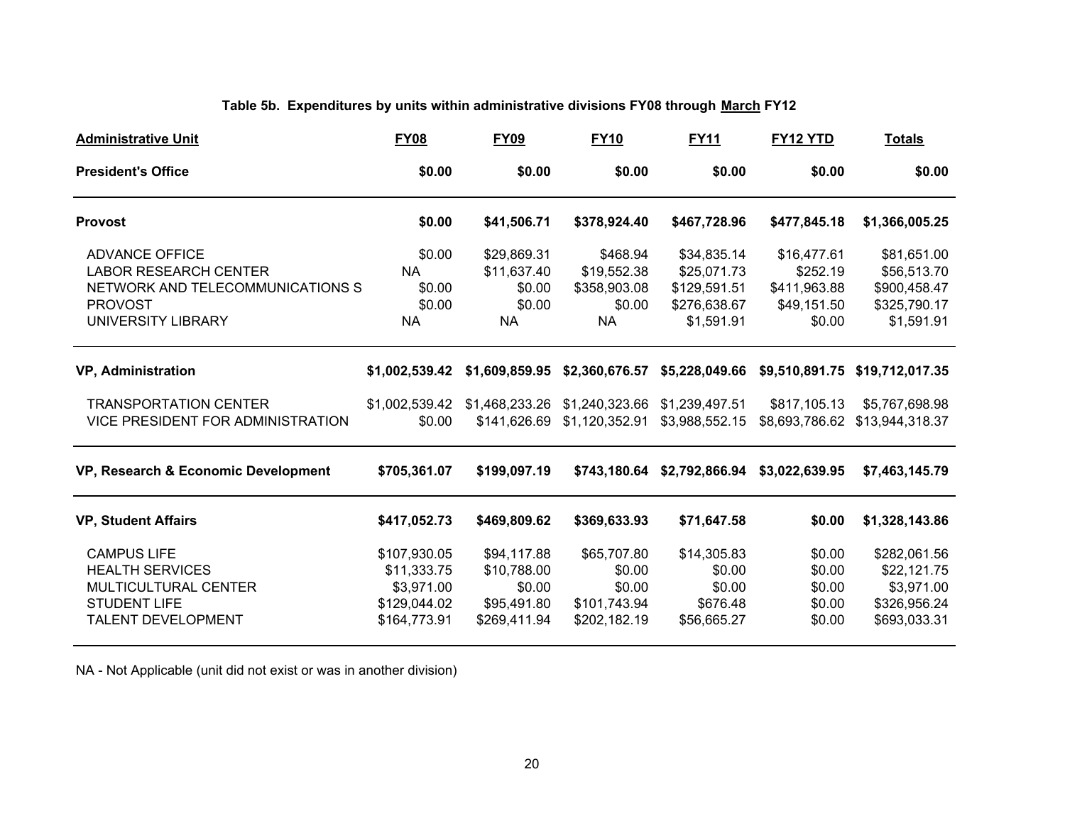**Table 5b. Expenditures by units within administrative divisions FY08 through March FY12**

| Administrative Unit | FY08 | FY09 | FY10 | FY11 | FY12 YTD | Totals |
|---|---|---|---|---|---|---|
| **President's Office** | **$0.00** | **$0.00** | **$0.00** | **$0.00** | **$0.00** | **$0.00** |
| **Provost** | **$0.00** | **$41,506.71** | **$378,924.40** | **$467,728.96** | **$477,845.18** | **$1,366,005.25** |
| ADVANCE OFFICE | $0.00 | $29,869.31 | $468.94 | $34,835.14 | $16,477.61 | $81,651.00 |
| LABOR RESEARCH CENTER | NA | $11,637.40 | $19,552.38 | $25,071.73 | $252.19 | $56,513.70 |
| NETWORK AND TELECOMMUNICATIONS S | $0.00 | $0.00 | $358,903.08 | $129,591.51 | $411,963.88 | $900,458.47 |
| PROVOST | $0.00 | $0.00 | $0.00 | $276,638.67 | $49,151.50 | $325,790.17 |
| UNIVERSITY LIBRARY | NA | NA | NA | $1,591.91 | $0.00 | $1,591.91 |
| **VP, Administration** | **$1,002,539.42** | **$1,609,859.95** | **$2,360,676.57** | **$5,228,049.66** | **$9,510,891.75** | **$19,712,017.35** |
| TRANSPORTATION CENTER | $1,002,539.42 | $1,468,233.26 | $1,240,323.66 | $1,239,497.51 | $817,105.13 | $5,767,698.98 |
| VICE PRESIDENT FOR ADMINISTRATION | $0.00 | $141,626.69 | $1,120,352.91 | $3,988,552.15 | $8,693,786.62 | $13,944,318.37 |
| **VP, Research & Economic Development** | **$705,361.07** | **$199,097.19** | **$743,180.64** | **$2,792,866.94** | **$3,022,639.95** | **$7,463,145.79** |
| **VP, Student Affairs** | **$417,052.73** | **$469,809.62** | **$369,633.93** | **$71,647.58** | **$0.00** | **$1,328,143.86** |
| CAMPUS LIFE | $107,930.05 | $94,117.88 | $65,707.80 | $14,305.83 | $0.00 | $282,061.56 |
| HEALTH SERVICES | $11,333.75 | $10,788.00 | $0.00 | $0.00 | $0.00 | $22,121.75 |
| MULTICULTURAL CENTER | $3,971.00 | $0.00 | $0.00 | $0.00 | $0.00 | $3,971.00 |
| STUDENT LIFE | $129,044.02 | $95,491.80 | $101,743.94 | $676.48 | $0.00 | $326,956.24 |
| TALENT DEVELOPMENT | $164,773.91 | $269,411.94 | $202,182.19 | $56,665.27 | $0.00 | $693,033.31 |

NA - Not Applicable (unit did not exist or was in another division)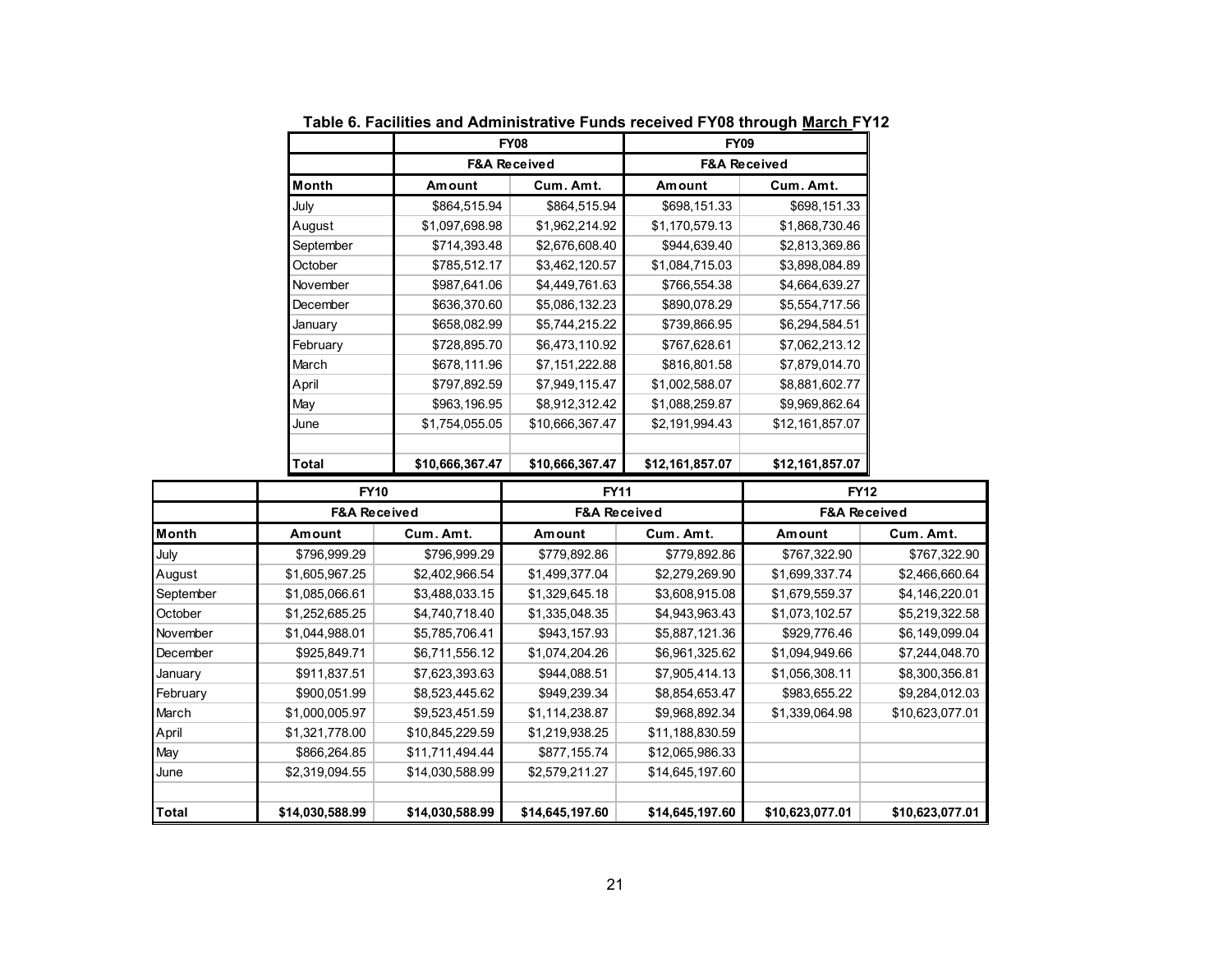**Table 6. Facilities and Administrative Funds received FY08 through March FY12**

| | FY08 | | FY09 | |
|---|---|---|---|---|
| | F&A Received | | F&A Received | |
| Month | Amount | Cum. Amt. | Amount | Cum. Amt. |
| July | $864,515.94 | $864,515.94 | $698,151.33 | $698,151.33 |
| August | $1,097,698.98 | $1,962,214.92 | $1,170,579.13 | $1,868,730.46 |
| September | $714,393.48 | $2,676,608.40 | $944,639.40 | $2,813,369.86 |
| October | $785,512.17 | $3,462,120.57 | $1,084,715.03 | $3,898,084.89 |
| November | $987,641.06 | $4,449,761.63 | $766,554.38 | $4,664,639.27 |
| December | $636,370.60 | $5,086,132.23 | $890,078.29 | $5,554,717.56 |
| January | $658,082.99 | $5,744,215.22 | $739,866.95 | $6,294,584.51 |
| February | $728,895.70 | $6,473,110.92 | $767,628.61 | $7,062,213.12 |
| March | $678,111.96 | $7,151,222.88 | $816,801.58 | $7,879,014.70 |
| April | $797,892.59 | $7,949,115.47 | $1,002,588.07 | $8,881,602.77 |
| May | $963,196.95 | $8,912,312.42 | $1,088,259.87 | $9,969,862.64 |
| June | $1,754,055.05 | $10,666,367.47 | $2,191,994.43 | $12,161,857.07 |
| | | | | |
| **Total** | **$10,666,367.47** | **$10,666,367.47** | **$12,161,857.07** | **$12,161,857.07** |

| | FY10 | | FY11 | | FY12 | |
|---|---|---|---|---|---|---|
| | F&A Received | | F&A Received | | F&A Received | |
| Month | Amount | Cum. Amt. | Amount | Cum. Amt. | Amount | Cum. Amt. |
| July | $796,999.29 | $796,999.29 | $779,892.86 | $779,892.86 | $767,322.90 | $767,322.90 |
| August | $1,605,967.25 | $2,402,966.54 | $1,499,377.04 | $2,279,269.90 | $1,699,337.74 | $2,466,660.64 |
| September | $1,085,066.61 | $3,488,033.15 | $1,329,645.18 | $3,608,915.08 | $1,679,559.37 | $4,146,220.01 |
| October | $1,252,685.25 | $4,740,718.40 | $1,335,048.35 | $4,943,963.43 | $1,073,102.57 | $5,219,322.58 |
| November | $1,044,988.01 | $5,785,706.41 | $943,157.93 | $5,887,121.36 | $929,776.46 | $6,149,099.04 |
| December | $925,849.71 | $6,711,556.12 | $1,074,204.26 | $6,961,325.62 | $1,094,949.66 | $7,244,048.70 |
| January | $911,837.51 | $7,623,393.63 | $944,088.51 | $7,905,414.13 | $1,056,308.11 | $8,300,356.81 |
| February | $900,051.99 | $8,523,445.62 | $949,239.34 | $8,854,653.47 | $983,655.22 | $9,284,012.03 |
| March | $1,000,005.97 | $9,523,451.59 | $1,114,238.87 | $9,968,892.34 | $1,339,064.98 | $10,623,077.01 |
| April | $1,321,778.00 | $10,845,229.59 | $1,219,938.25 | $11,188,830.59 | | |
| May | $866,264.85 | $11,711,494.44 | $877,155.74 | $12,065,986.33 | | |
| June | $2,319,094.55 | $14,030,588.99 | $2,579,211.27 | $14,645,197.60 | | |
| | | | | | | |
| **Total** | **$14,030,588.99** | **$14,030,588.99** | **$14,645,197.60** | **$14,645,197.60** | **$10,623,077.01** | **$10,623,077.01** |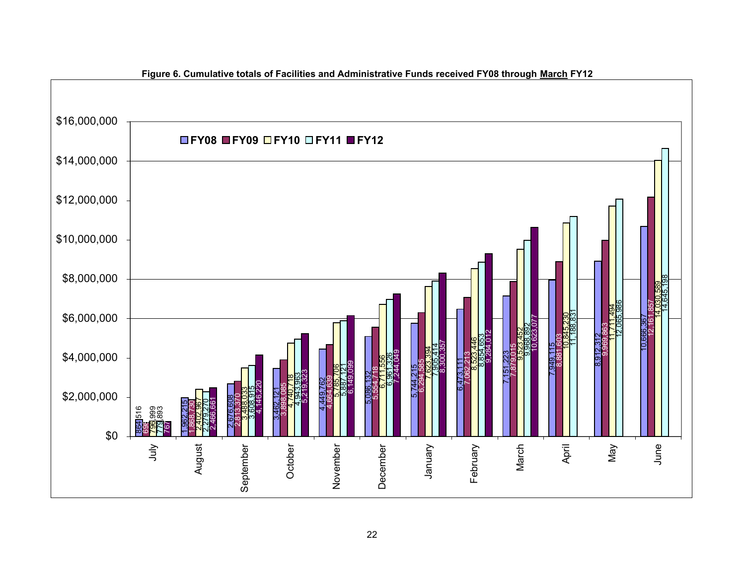**Figure 6. Cumulative totals of Facilities and Administrative Funds received FY08 through March FY12**

| Month | FY08 | FY09 | FY10 | FY11 | FY12 |
|---|---|---|---|---|---|
| July | 864,516 | 69... | 796,999 | 773,893 | 767... |
| August | 1,962,215 | 1,868,730 | 2,402,967 | 2,279,270 | 2,466,661 |
| September | 2,676,608 | 2,813,370 | 3,488,033 | 3,608,915 | 4,146,220 |
| October | 3,462,121 | 3,898,085 | 4,740,718 | 4,943,963 | 5,219,323 |
| November | 4,449,762 | 4,664,639 | 5,785,706 | 5,887,121 | 6,149,099 |
| December | 5,086,132 | 5,554,718 | 6,711,556 | 6,961,326 | 7,244,049 |
| January | 5,744,215 | 6,294,585 | 7,623,394 | 7,905,414 | 8,300,357 |
| February | 6,473,111 | 7,062,213 | 8,523,446 | 8,854,653 | 9,284,012 |
| March | 7,151,223 | 7,879,015 | 9,523,452 | 9,968,892 | 10,623,077 |
| April | 7,949,115 | 8,881,603 | 10,845,230 | 11,188,831 | |
| May | 8,912,312 | 9,969,863 | 11,711,494 | 12,065,986 | |
| June | 10,666,367 | 12,161,857 | 14,030,589 | 14,645,198 | |

Y-axis: $0 to $16,000,000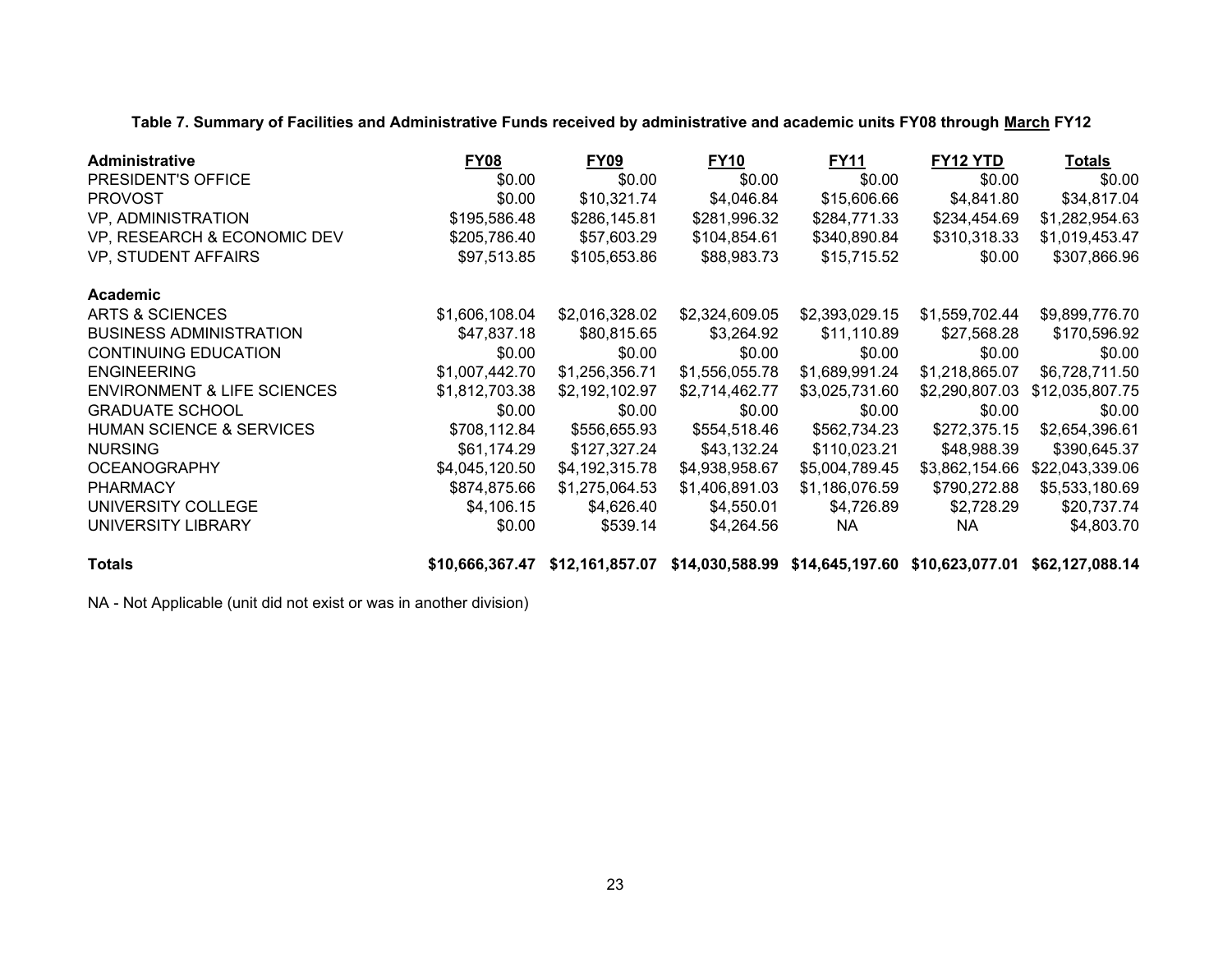**Table 7. Summary of Facilities and Administrative Funds received by administrative and academic units FY08 through March FY12**

| Administrative | FY08 | FY09 | FY10 | FY11 | FY12 YTD | Totals |
|---|---|---|---|---|---|---|
| PRESIDENT'S OFFICE | $0.00 | $0.00 | $0.00 | $0.00 | $0.00 | $0.00 |
| PROVOST | $0.00 | $10,321.74 | $4,046.84 | $15,606.66 | $4,841.80 | $34,817.04 |
| VP, ADMINISTRATION | $195,586.48 | $286,145.81 | $281,996.32 | $284,771.33 | $234,454.69 | $1,282,954.63 |
| VP, RESEARCH & ECONOMIC DEV | $205,786.40 | $57,603.29 | $104,854.61 | $340,890.84 | $310,318.33 | $1,019,453.47 |
| VP, STUDENT AFFAIRS | $97,513.85 | $105,653.86 | $88,983.73 | $15,715.52 | $0.00 | $307,866.96 |
| **Academic** | | | | | | |
| ARTS & SCIENCES | $1,606,108.04 | $2,016,328.02 | $2,324,609.05 | $2,393,029.15 | $1,559,702.44 | $9,899,776.70 |
| BUSINESS ADMINISTRATION | $47,837.18 | $80,815.65 | $3,264.92 | $11,110.89 | $27,568.28 | $170,596.92 |
| CONTINUING EDUCATION | $0.00 | $0.00 | $0.00 | $0.00 | $0.00 | $0.00 |
| ENGINEERING | $1,007,442.70 | $1,256,356.71 | $1,556,055.78 | $1,689,991.24 | $1,218,865.07 | $6,728,711.50 |
| ENVIRONMENT & LIFE SCIENCES | $1,812,703.38 | $2,192,102.97 | $2,714,462.77 | $3,025,731.60 | $2,290,807.03 | $12,035,807.75 |
| GRADUATE SCHOOL | $0.00 | $0.00 | $0.00 | $0.00 | $0.00 | $0.00 |
| HUMAN SCIENCE & SERVICES | $708,112.84 | $556,655.93 | $554,518.46 | $562,734.23 | $272,375.15 | $2,654,396.61 |
| NURSING | $61,174.29 | $127,327.24 | $43,132.24 | $110,023.21 | $48,988.39 | $390,645.37 |
| OCEANOGRAPHY | $4,045,120.50 | $4,192,315.78 | $4,938,958.67 | $5,004,789.45 | $3,862,154.66 | $22,043,339.06 |
| PHARMACY | $874,875.66 | $1,275,064.53 | $1,406,891.03 | $1,186,076.59 | $790,272.88 | $5,533,180.69 |
| UNIVERSITY COLLEGE | $4,106.15 | $4,626.40 | $4,550.01 | $4,726.89 | $2,728.29 | $20,737.74 |
| UNIVERSITY LIBRARY | $0.00 | $539.14 | $4,264.56 | NA | NA | $4,803.70 |
| **Totals** | **$10,666,367.47** | **$12,161,857.07** | **$14,030,588.99** | **$14,645,197.60** | **$10,623,077.01** | **$62,127,088.14** |

NA - Not Applicable (unit did not exist or was in another division)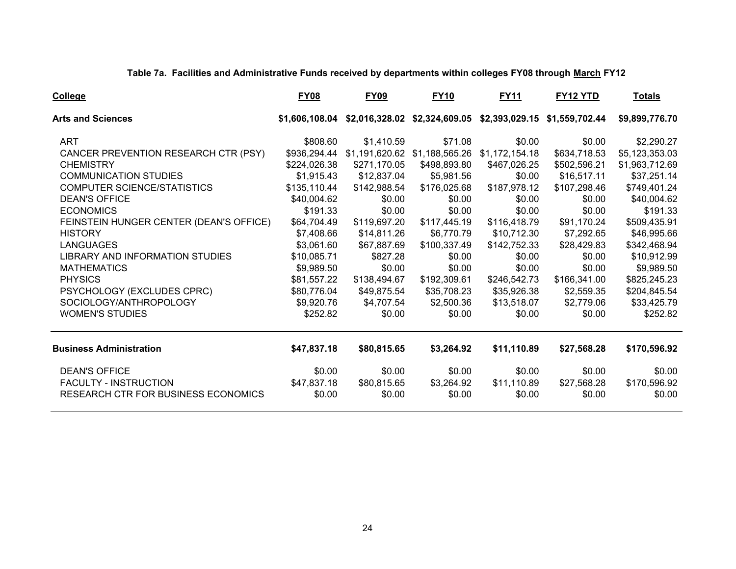**Table 7a. Facilities and Administrative Funds received by departments within colleges FY08 through March FY12**

| College | FY08 | FY09 | FY10 | FY11 | FY12 YTD | Totals |
|---|---|---|---|---|---|---|
| **Arts and Sciences** | **$1,606,108.04** | **$2,016,328.02** | **$2,324,609.05** | **$2,393,029.15** | **$1,559,702.44** | **$9,899,776.70** |
| ART | $808.60 | $1,410.59 | $71.08 | $0.00 | $0.00 | $2,290.27 |
| CANCER PREVENTION RESEARCH CTR (PSY) | $936,294.44 | $1,191,620.62 | $1,188,565.26 | $1,172,154.18 | $634,718.53 | $5,123,353.03 |
| CHEMISTRY | $224,026.38 | $271,170.05 | $498,893.80 | $467,026.25 | $502,596.21 | $1,963,712.69 |
| COMMUNICATION STUDIES | $1,915.43 | $12,837.04 | $5,981.56 | $0.00 | $16,517.11 | $37,251.14 |
| COMPUTER SCIENCE/STATISTICS | $135,110.44 | $142,988.54 | $176,025.68 | $187,978.12 | $107,298.46 | $749,401.24 |
| DEAN'S OFFICE | $40,004.62 | $0.00 | $0.00 | $0.00 | $0.00 | $40,004.62 |
| ECONOMICS | $191.33 | $0.00 | $0.00 | $0.00 | $0.00 | $191.33 |
| FEINSTEIN HUNGER CENTER (DEAN'S OFFICE) | $64,704.49 | $119,697.20 | $117,445.19 | $116,418.79 | $91,170.24 | $509,435.91 |
| HISTORY | $7,408.66 | $14,811.26 | $6,770.79 | $10,712.30 | $7,292.65 | $46,995.66 |
| LANGUAGES | $3,061.60 | $67,887.69 | $100,337.49 | $142,752.33 | $28,429.83 | $342,468.94 |
| LIBRARY AND INFORMATION STUDIES | $10,085.71 | $827.28 | $0.00 | $0.00 | $0.00 | $10,912.99 |
| MATHEMATICS | $9,989.50 | $0.00 | $0.00 | $0.00 | $0.00 | $9,989.50 |
| PHYSICS | $81,557.22 | $138,494.67 | $192,309.61 | $246,542.73 | $166,341.00 | $825,245.23 |
| PSYCHOLOGY (EXCLUDES CPRC) | $80,776.04 | $49,875.54 | $35,708.23 | $35,926.38 | $2,559.35 | $204,845.54 |
| SOCIOLOGY/ANTHROPOLOGY | $9,920.76 | $4,707.54 | $2,500.36 | $13,518.07 | $2,779.06 | $33,425.79 |
| WOMEN'S STUDIES | $252.82 | $0.00 | $0.00 | $0.00 | $0.00 | $252.82 |
| **Business Administration** | **$47,837.18** | **$80,815.65** | **$3,264.92** | **$11,110.89** | **$27,568.28** | **$170,596.92** |
| DEAN'S OFFICE | $0.00 | $0.00 | $0.00 | $0.00 | $0.00 | $0.00 |
| FACULTY - INSTRUCTION | $47,837.18 | $80,815.65 | $3,264.92 | $11,110.89 | $27,568.28 | $170,596.92 |
| RESEARCH CTR FOR BUSINESS ECONOMICS | $0.00 | $0.00 | $0.00 | $0.00 | $0.00 | $0.00 |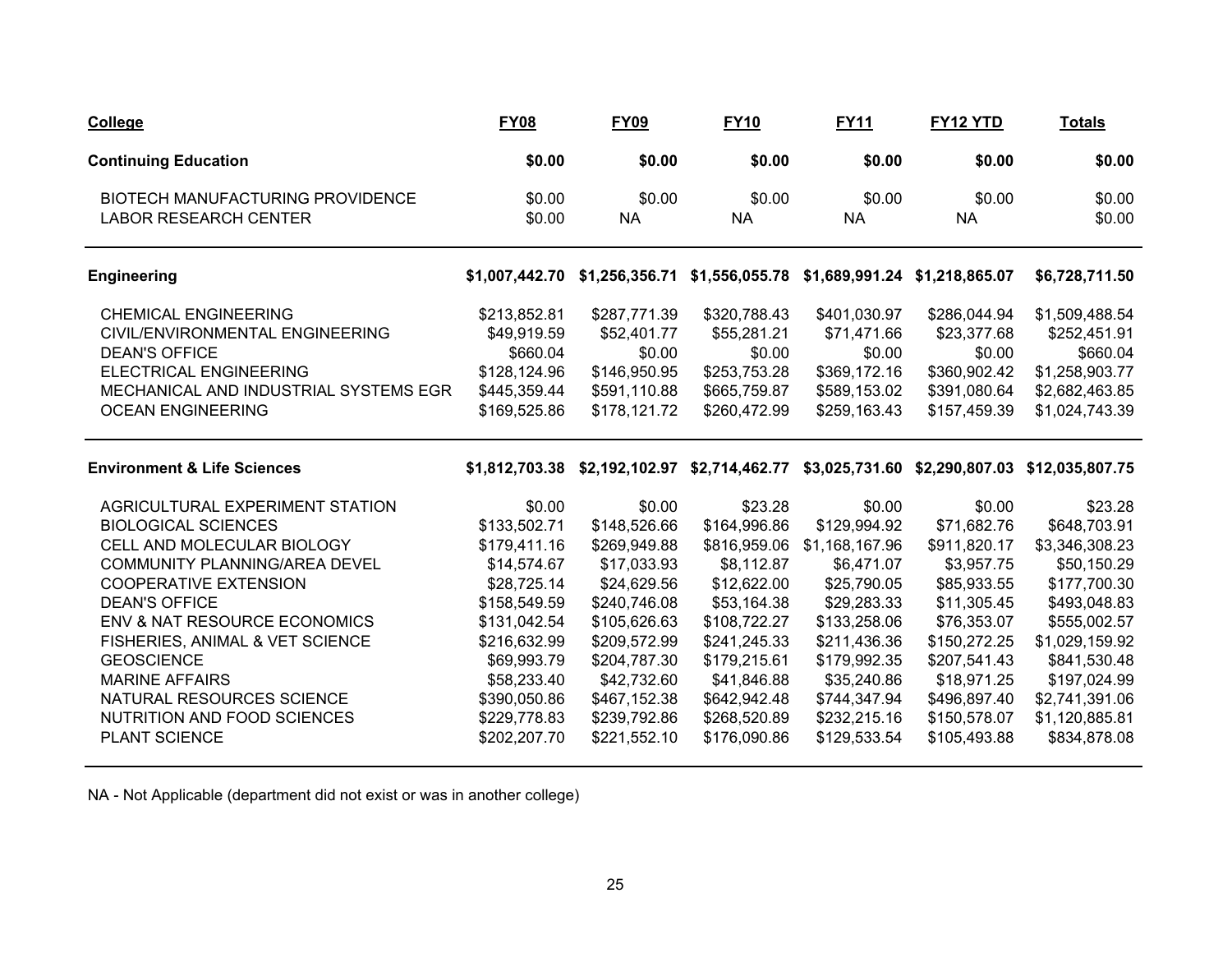| College | FY08 | FY09 | FY10 | FY11 | FY12 YTD | Totals |
|---|---|---|---|---|---|---|
| **Continuing Education** | **$0.00** | **$0.00** | **$0.00** | **$0.00** | **$0.00** | **$0.00** |
| BIOTECH MANUFACTURING PROVIDENCE | $0.00 | $0.00 | $0.00 | $0.00 | $0.00 | $0.00 |
| LABOR RESEARCH CENTER | $0.00 | NA | NA | NA | NA | $0.00 |
| **Engineering** | **$1,007,442.70** | **$1,256,356.71** | **$1,556,055.78** | **$1,689,991.24** | **$1,218,865.07** | **$6,728,711.50** |
| CHEMICAL ENGINEERING | $213,852.81 | $287,771.39 | $320,788.43 | $401,030.97 | $286,044.94 | $1,509,488.54 |
| CIVIL/ENVIRONMENTAL ENGINEERING | $49,919.59 | $52,401.77 | $55,281.21 | $71,471.66 | $23,377.68 | $252,451.91 |
| DEAN'S OFFICE | $660.04 | $0.00 | $0.00 | $0.00 | $0.00 | $660.04 |
| ELECTRICAL ENGINEERING | $128,124.96 | $146,950.95 | $253,753.28 | $369,172.16 | $360,902.42 | $1,258,903.77 |
| MECHANICAL AND INDUSTRIAL SYSTEMS EGR | $445,359.44 | $591,110.88 | $665,759.87 | $589,153.02 | $391,080.64 | $2,682,463.85 |
| OCEAN ENGINEERING | $169,525.86 | $178,121.72 | $260,472.99 | $259,163.43 | $157,459.39 | $1,024,743.39 |
| **Environment & Life Sciences** | **$1,812,703.38** | **$2,192,102.97** | **$2,714,462.77** | **$3,025,731.60** | **$2,290,807.03** | **$12,035,807.75** |
| AGRICULTURAL EXPERIMENT STATION | $0.00 | $0.00 | $23.28 | $0.00 | $0.00 | $23.28 |
| BIOLOGICAL SCIENCES | $133,502.71 | $148,526.66 | $164,996.86 | $129,994.92 | $71,682.76 | $648,703.91 |
| CELL AND MOLECULAR BIOLOGY | $179,411.16 | $269,949.88 | $816,959.06 | $1,168,167.96 | $911,820.17 | $3,346,308.23 |
| COMMUNITY PLANNING/AREA DEVEL | $14,574.67 | $17,033.93 | $8,112.87 | $6,471.07 | $3,957.75 | $50,150.29 |
| COOPERATIVE EXTENSION | $28,725.14 | $24,629.56 | $12,622.00 | $25,790.05 | $85,933.55 | $177,700.30 |
| DEAN'S OFFICE | $158,549.59 | $240,746.08 | $53,164.38 | $29,283.33 | $11,305.45 | $493,048.83 |
| ENV & NAT RESOURCE ECONOMICS | $131,042.54 | $105,626.63 | $108,722.27 | $133,258.06 | $76,353.07 | $555,002.57 |
| FISHERIES, ANIMAL & VET SCIENCE | $216,632.99 | $209,572.99 | $241,245.33 | $211,436.36 | $150,272.25 | $1,029,159.92 |
| GEOSCIENCE | $69,993.79 | $204,787.30 | $179,215.61 | $179,992.35 | $207,541.43 | $841,530.48 |
| MARINE AFFAIRS | $58,233.40 | $42,732.60 | $41,846.88 | $35,240.86 | $18,971.25 | $197,024.99 |
| NATURAL RESOURCES SCIENCE | $390,050.86 | $467,152.38 | $642,942.48 | $744,347.94 | $496,897.40 | $2,741,391.06 |
| NUTRITION AND FOOD SCIENCES | $229,778.83 | $239,792.86 | $268,520.89 | $232,215.16 | $150,578.07 | $1,120,885.81 |
| PLANT SCIENCE | $202,207.70 | $221,552.10 | $176,090.86 | $129,533.54 | $105,493.88 | $834,878.08 |

NA - Not Applicable (department did not exist or was in another college)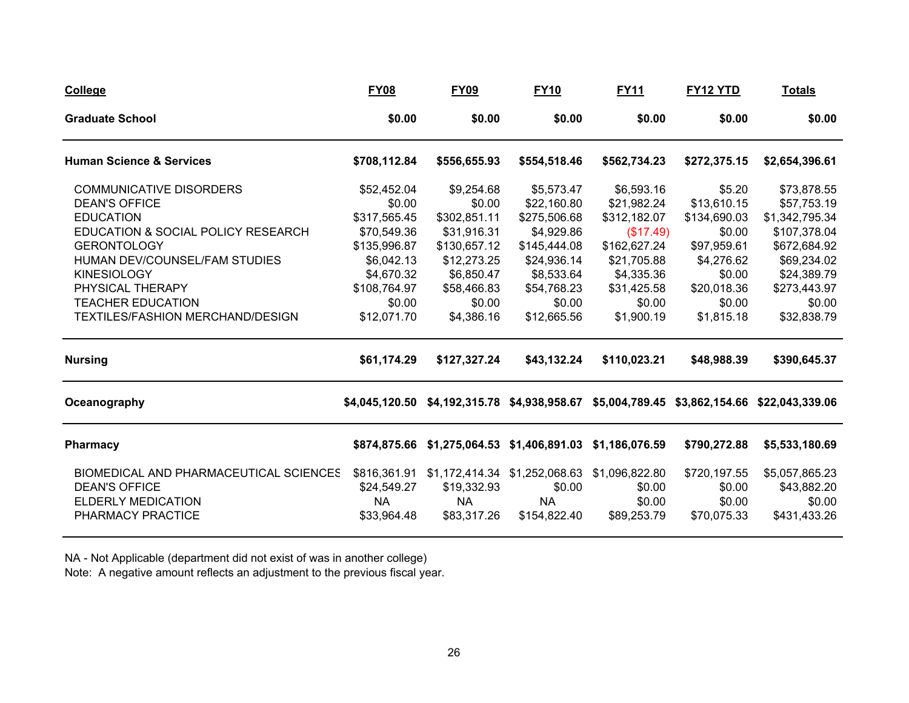| College | FY08 | FY09 | FY10 | FY11 | FY12 YTD | Totals |
|---|---|---|---|---|---|---|
| **Graduate School** | **$0.00** | **$0.00** | **$0.00** | **$0.00** | **$0.00** | **$0.00** |
| **Human Science & Services** | **$708,112.84** | **$556,655.93** | **$554,518.46** | **$562,734.23** | **$272,375.15** | **$2,654,396.61** |
| COMMUNICATIVE DISORDERS | $52,452.04 | $9,254.68 | $5,573.47 | $6,593.16 | $5.20 | $73,878.55 |
| DEAN'S OFFICE | $0.00 | $0.00 | $22,160.80 | $21,982.24 | $13,610.15 | $57,753.19 |
| EDUCATION | $317,565.45 | $302,851.11 | $275,506.68 | $312,182.07 | $134,690.03 | $1,342,795.34 |
| EDUCATION & SOCIAL POLICY RESEARCH | $70,549.36 | $31,916.31 | $4,929.86 | ($17.49) | $0.00 | $107,378.04 |
| GERONTOLOGY | $135,996.87 | $130,657.12 | $145,444.08 | $162,627.24 | $97,959.61 | $672,684.92 |
| HUMAN DEV/COUNSEL/FAM STUDIES | $6,042.13 | $12,273.25 | $24,936.14 | $21,705.88 | $4,276.62 | $69,234.02 |
| KINESIOLOGY | $4,670.32 | $6,850.47 | $8,533.64 | $4,335.36 | $0.00 | $24,389.79 |
| PHYSICAL THERAPY | $108,764.97 | $58,466.83 | $54,768.23 | $31,425.58 | $20,018.36 | $273,443.97 |
| TEACHER EDUCATION | $0.00 | $0.00 | $0.00 | $0.00 | $0.00 | $0.00 |
| TEXTILES/FASHION MERCHAND/DESIGN | $12,071.70 | $4,386.16 | $12,665.56 | $1,900.19 | $1,815.18 | $32,838.79 |
| **Nursing** | **$61,174.29** | **$127,327.24** | **$43,132.24** | **$110,023.21** | **$48,988.39** | **$390,645.37** |
| **Oceanography** | **$4,045,120.50** | **$4,192,315.78** | **$4,938,958.67** | **$5,004,789.45** | **$3,862,154.66** | **$22,043,339.06** |
| **Pharmacy** | **$874,875.66** | **$1,275,064.53** | **$1,406,891.03** | **$1,186,076.59** | **$790,272.88** | **$5,533,180.69** |
| BIOMEDICAL AND PHARMACEUTICAL SCIENCES | $816,361.91 | $1,172,414.34 | $1,252,068.63 | $1,096,822.80 | $720,197.55 | $5,057,865.23 |
| DEAN'S OFFICE | $24,549.27 | $19,332.93 | $0.00 | $0.00 | $0.00 | $43,882.20 |
| ELDERLY MEDICATION | NA | NA | NA | $0.00 | $0.00 | $0.00 |
| PHARMACY PRACTICE | $33,964.48 | $83,317.26 | $154,822.40 | $89,253.79 | $70,075.33 | $431,433.26 |

NA - Not Applicable (department did not exist of was in another college)

Note: A negative amount reflects an adjustment to the previous fiscal year.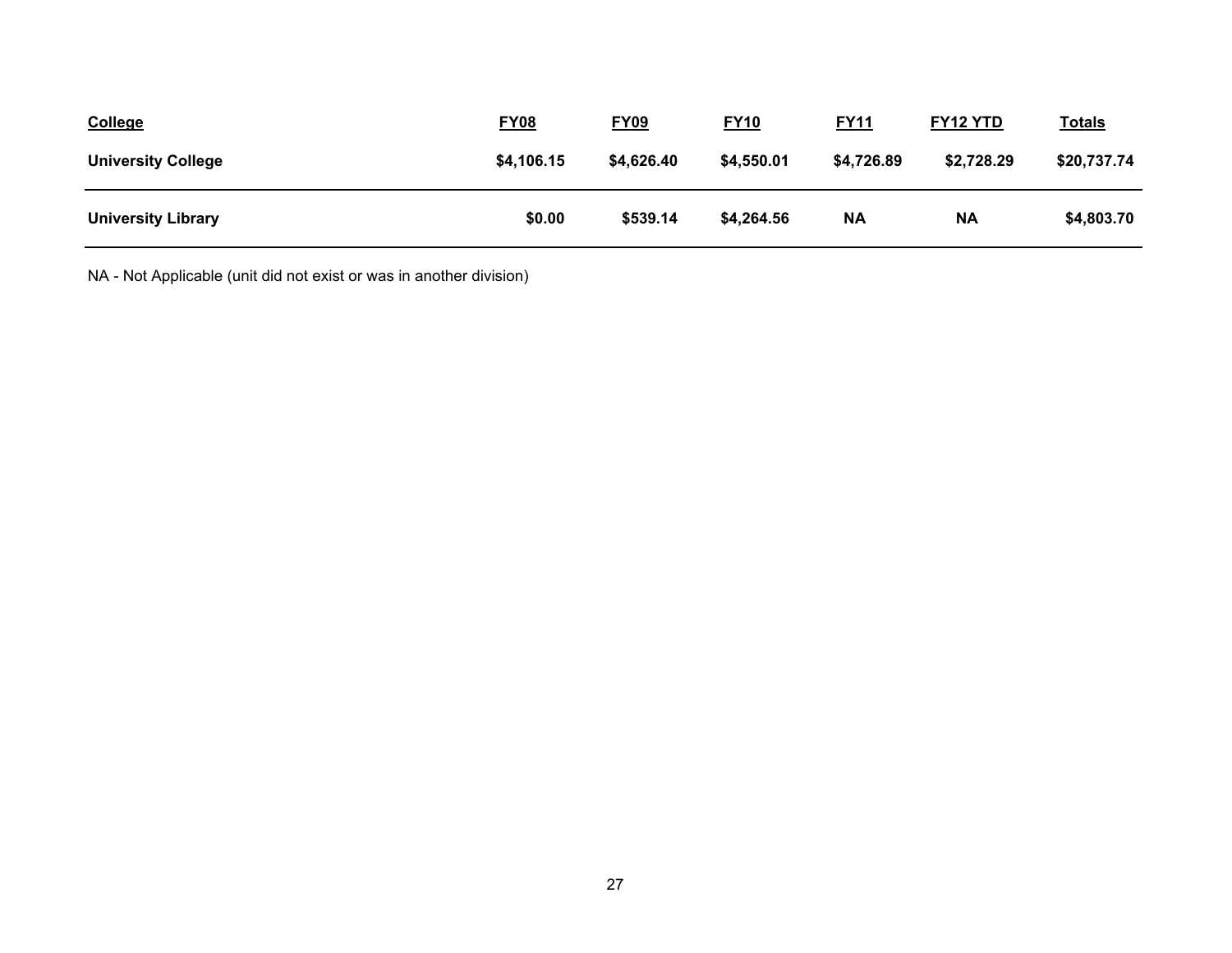| College | FY08 | FY09 | FY10 | FY11 | FY12 YTD | Totals |
|---|---|---|---|---|---|---|
| **University College** | **$4,106.15** | **$4,626.40** | **$4,550.01** | **$4,726.89** | **$2,728.29** | **$20,737.74** |
| **University Library** | **$0.00** | **$539.14** | **$4,264.56** | **NA** | **NA** | **$4,803.70** |

NA - Not Applicable (unit did not exist or was in another division)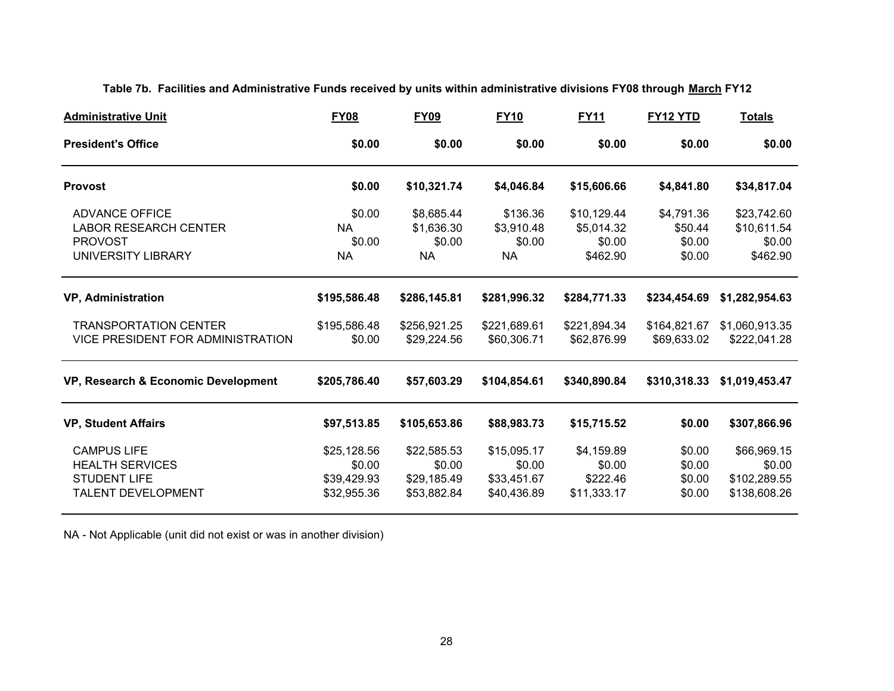**Table 7b. Facilities and Administrative Funds received by units within administrative divisions FY08 through March FY12**

| Administrative Unit | FY08 | FY09 | FY10 | FY11 | FY12 YTD | Totals |
|---|---|---|---|---|---|---|
| **President's Office** | **$0.00** | **$0.00** | **$0.00** | **$0.00** | **$0.00** | **$0.00** |
| **Provost** | **$0.00** | **$10,321.74** | **$4,046.84** | **$15,606.66** | **$4,841.80** | **$34,817.04** |
| ADVANCE OFFICE | $0.00 | $8,685.44 | $136.36 | $10,129.44 | $4,791.36 | $23,742.60 |
| LABOR RESEARCH CENTER | NA | $1,636.30 | $3,910.48 | $5,014.32 | $50.44 | $10,611.54 |
| PROVOST | $0.00 | $0.00 | $0.00 | $0.00 | $0.00 | $0.00 |
| UNIVERSITY LIBRARY | NA | NA | NA | $462.90 | $0.00 | $462.90 |
| **VP, Administration** | **$195,586.48** | **$286,145.81** | **$281,996.32** | **$284,771.33** | **$234,454.69** | **$1,282,954.63** |
| TRANSPORTATION CENTER | $195,586.48 | $256,921.25 | $221,689.61 | $221,894.34 | $164,821.67 | $1,060,913.35 |
| VICE PRESIDENT FOR ADMINISTRATION | $0.00 | $29,224.56 | $60,306.71 | $62,876.99 | $69,633.02 | $222,041.28 |
| **VP, Research & Economic Development** | **$205,786.40** | **$57,603.29** | **$104,854.61** | **$340,890.84** | **$310,318.33** | **$1,019,453.47** |
| **VP, Student Affairs** | **$97,513.85** | **$105,653.86** | **$88,983.73** | **$15,715.52** | **$0.00** | **$307,866.96** |
| CAMPUS LIFE | $25,128.56 | $22,585.53 | $15,095.17 | $4,159.89 | $0.00 | $66,969.15 |
| HEALTH SERVICES | $0.00 | $0.00 | $0.00 | $0.00 | $0.00 | $0.00 |
| STUDENT LIFE | $39,429.93 | $29,185.49 | $33,451.67 | $222.46 | $0.00 | $102,289.55 |
| TALENT DEVELOPMENT | $32,955.36 | $53,882.84 | $40,436.89 | $11,333.17 | $0.00 | $138,608.26 |

NA - Not Applicable (unit did not exist or was in another division)